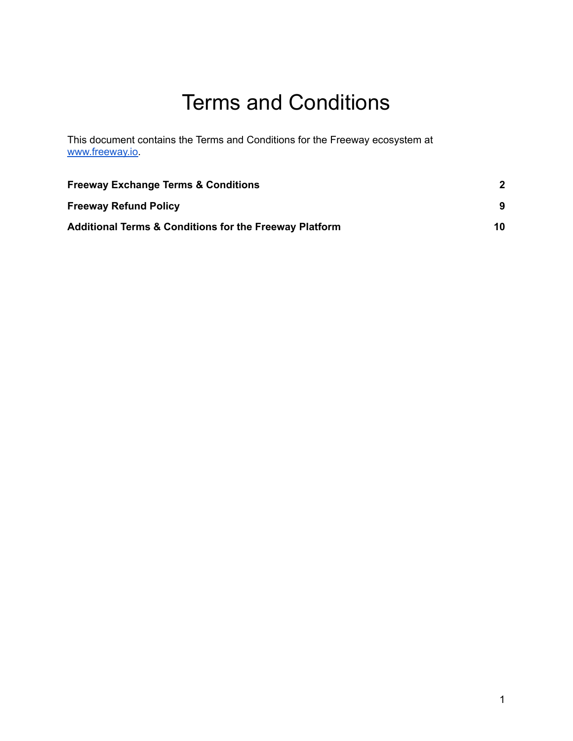# Terms and Conditions

This document contains the Terms and Conditions for the Freeway ecosystem at [www.freeway.io](www.freeway.io).

| | |
|---|---|
| **Freeway Exchange Terms & Conditions** | **2** |
| **Freeway Refund Policy** | **9** |
| **Additional Terms & Conditions for the Freeway Platform** | **10** |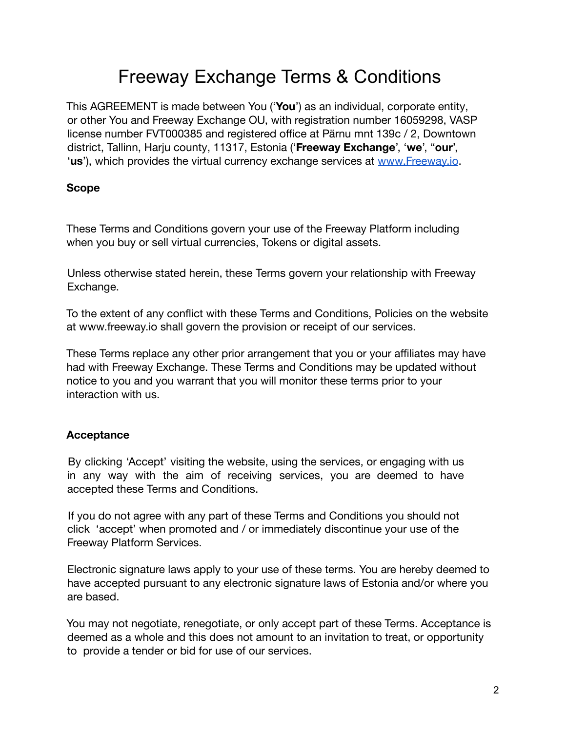# Freeway Exchange Terms & Conditions

This AGREEMENT is made between You ('**You**') as an individual, corporate entity, or other You and Freeway Exchange OU, with registration number 16059298, VASP license number FVT000385 and registered office at Pärnu mnt 139c / 2, Downtown district, Tallinn, Harju county, 11317, Estonia ('**Freeway Exchange**', '**we**', "**our**', '**us**'), which provides the virtual currency exchange services at [www.Freeway.io](http://www.Freeway.io).

**Scope**

These Terms and Conditions govern your use of the Freeway Platform including when you buy or sell virtual currencies, Tokens or digital assets.

Unless otherwise stated herein, these Terms govern your relationship with Freeway Exchange.

To the extent of any conflict with these Terms and Conditions, Policies on the website at www.freeway.io shall govern the provision or receipt of our services.

These Terms replace any other prior arrangement that you or your affiliates may have had with Freeway Exchange. These Terms and Conditions may be updated without notice to you and you warrant that you will monitor these terms prior to your interaction with us.

**Acceptance**

By clicking 'Accept' visiting the website, using the services, or engaging with us in any way with the aim of receiving services, you are deemed to have accepted these Terms and Conditions.

If you do not agree with any part of these Terms and Conditions you should not click 'accept' when promoted and / or immediately discontinue your use of the Freeway Platform Services.

Electronic signature laws apply to your use of these terms. You are hereby deemed to have accepted pursuant to any electronic signature laws of Estonia and/or where you are based.

You may not negotiate, renegotiate, or only accept part of these Terms. Acceptance is deemed as a whole and this does not amount to an invitation to treat, or opportunity to provide a tender or bid for use of our services.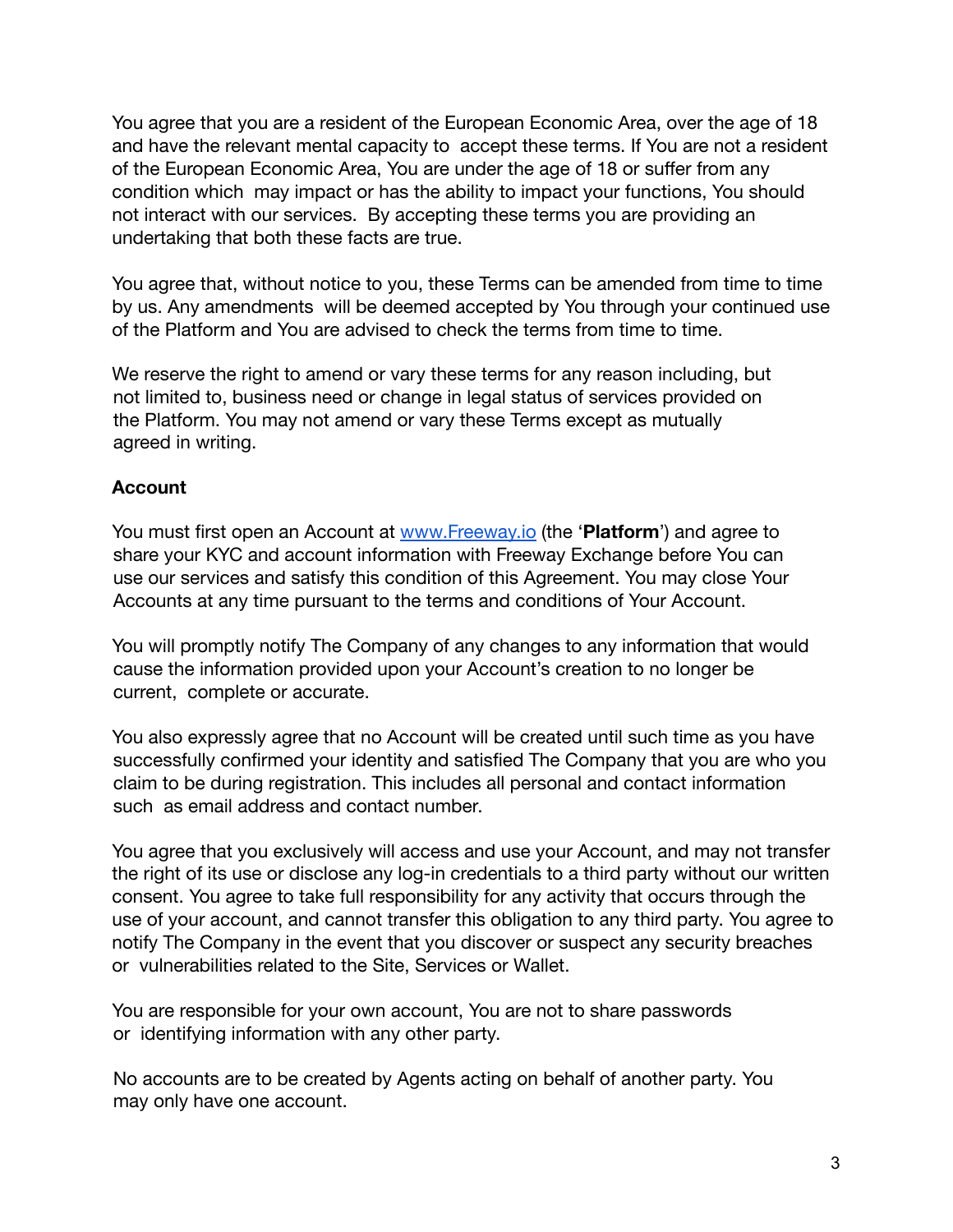You agree that you are a resident of the European Economic Area, over the age of 18 and have the relevant mental capacity to accept these terms. If You are not a resident of the European Economic Area, You are under the age of 18 or suffer from any condition which may impact or has the ability to impact your functions, You should not interact with our services. By accepting these terms you are providing an undertaking that both these facts are true.

You agree that, without notice to you, these Terms can be amended from time to time by us. Any amendments will be deemed accepted by You through your continued use of the Platform and You are advised to check the terms from time to time.

We reserve the right to amend or vary these terms for any reason including, but not limited to, business need or change in legal status of services provided on the Platform. You may not amend or vary these Terms except as mutually agreed in writing.

**Account**

You must first open an Account at [www.Freeway.io](http://www.Freeway.io) (the '**Platform**') and agree to share your KYC and account information with Freeway Exchange before You can use our services and satisfy this condition of this Agreement. You may close Your Accounts at any time pursuant to the terms and conditions of Your Account.

You will promptly notify The Company of any changes to any information that would cause the information provided upon your Account's creation to no longer be current, complete or accurate.

You also expressly agree that no Account will be created until such time as you have successfully confirmed your identity and satisfied The Company that you are who you claim to be during registration. This includes all personal and contact information such as email address and contact number.

You agree that you exclusively will access and use your Account, and may not transfer the right of its use or disclose any log-in credentials to a third party without our written consent. You agree to take full responsibility for any activity that occurs through the use of your account, and cannot transfer this obligation to any third party. You agree to notify The Company in the event that you discover or suspect any security breaches or vulnerabilities related to the Site, Services or Wallet.

You are responsible for your own account, You are not to share passwords or identifying information with any other party.

No accounts are to be created by Agents acting on behalf of another party. You may only have one account.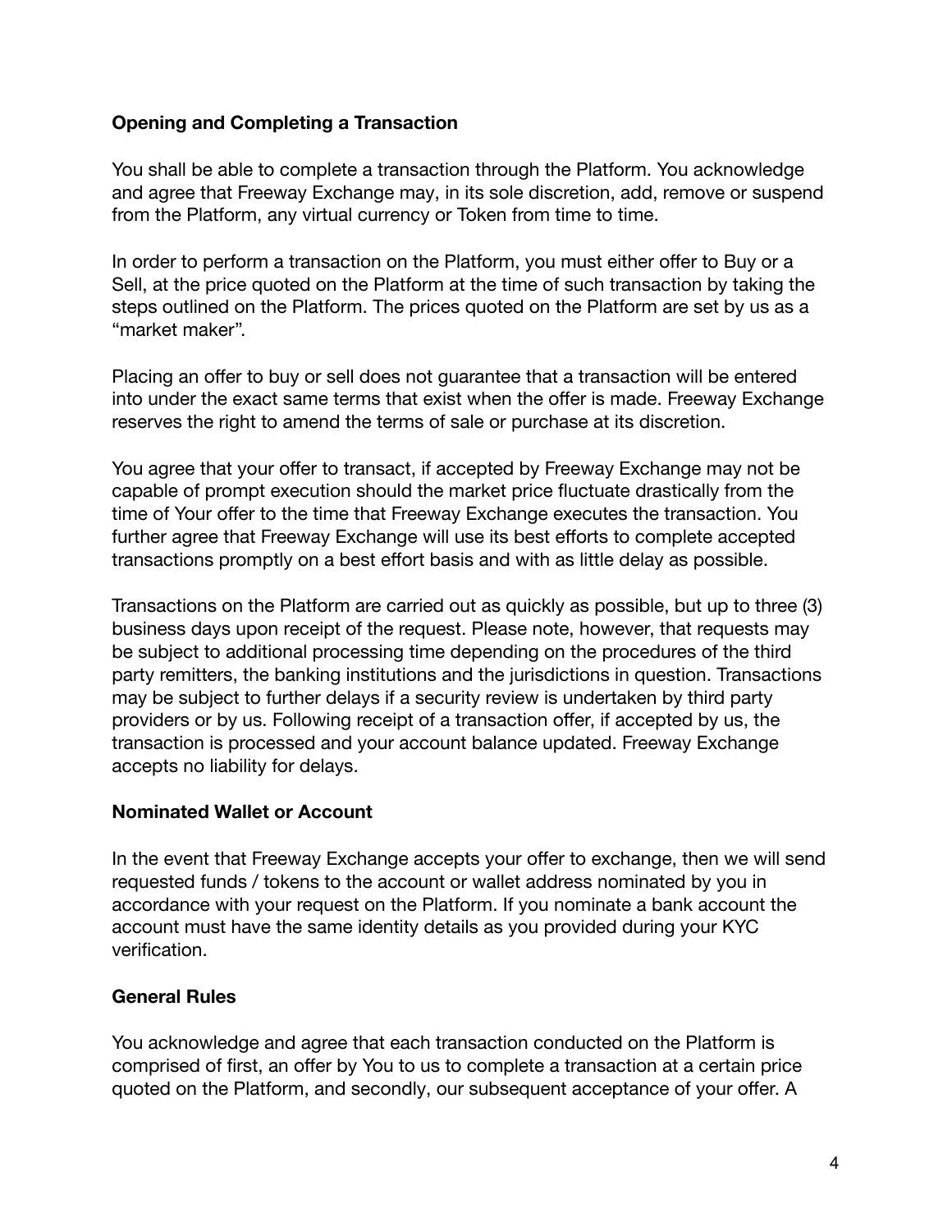**Opening and Completing a Transaction**

You shall be able to complete a transaction through the Platform. You acknowledge and agree that Freeway Exchange may, in its sole discretion, add, remove or suspend from the Platform, any virtual currency or Token from time to time.

In order to perform a transaction on the Platform, you must either offer to Buy or a Sell, at the price quoted on the Platform at the time of such transaction by taking the steps outlined on the Platform. The prices quoted on the Platform are set by us as a "market maker".

Placing an offer to buy or sell does not guarantee that a transaction will be entered into under the exact same terms that exist when the offer is made. Freeway Exchange reserves the right to amend the terms of sale or purchase at its discretion.

You agree that your offer to transact, if accepted by Freeway Exchange may not be capable of prompt execution should the market price fluctuate drastically from the time of Your offer to the time that Freeway Exchange executes the transaction. You further agree that Freeway Exchange will use its best efforts to complete accepted transactions promptly on a best effort basis and with as little delay as possible.

Transactions on the Platform are carried out as quickly as possible, but up to three (3) business days upon receipt of the request. Please note, however, that requests may be subject to additional processing time depending on the procedures of the third party remitters, the banking institutions and the jurisdictions in question. Transactions may be subject to further delays if a security review is undertaken by third party providers or by us. Following receipt of a transaction offer, if accepted by us, the transaction is processed and your account balance updated. Freeway Exchange accepts no liability for delays.

**Nominated Wallet or Account**

In the event that Freeway Exchange accepts your offer to exchange, then we will send requested funds / tokens to the account or wallet address nominated by you in accordance with your request on the Platform. If you nominate a bank account the account must have the same identity details as you provided during your KYC verification.

**General Rules**

You acknowledge and agree that each transaction conducted on the Platform is comprised of first, an offer by You to us to complete a transaction at a certain price quoted on the Platform, and secondly, our subsequent acceptance of your offer. A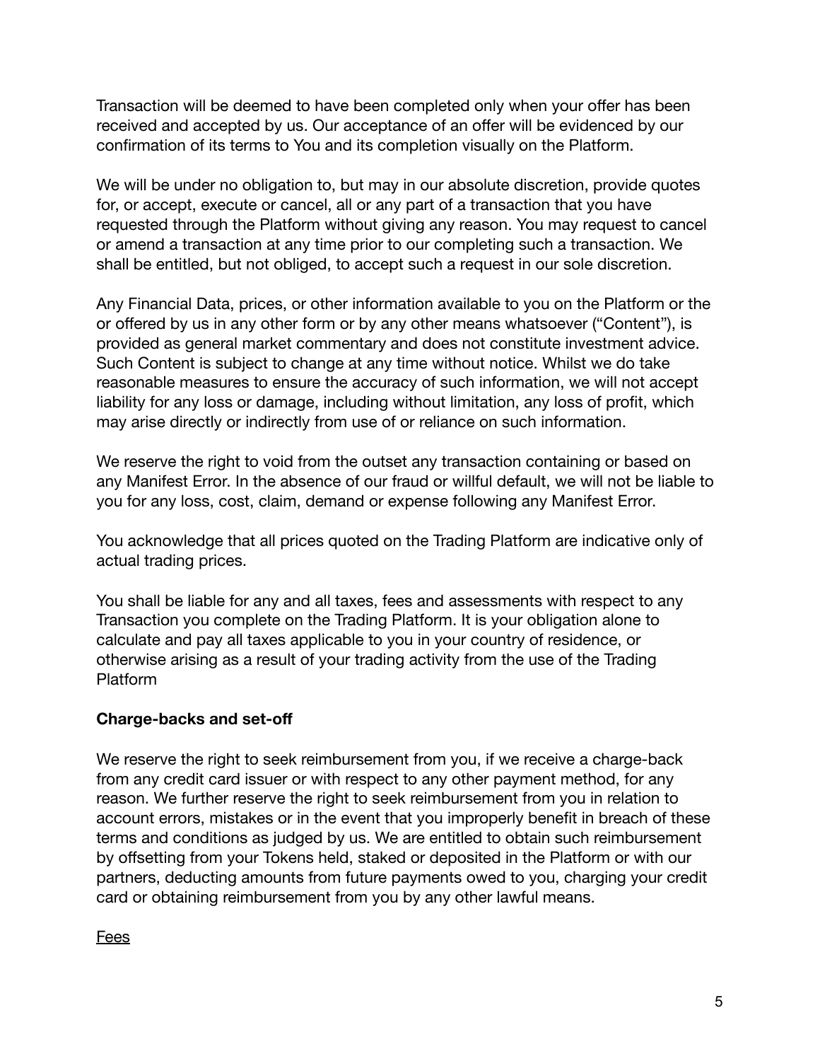Transaction will be deemed to have been completed only when your offer has been received and accepted by us. Our acceptance of an offer will be evidenced by our confirmation of its terms to You and its completion visually on the Platform.

We will be under no obligation to, but may in our absolute discretion, provide quotes for, or accept, execute or cancel, all or any part of a transaction that you have requested through the Platform without giving any reason. You may request to cancel or amend a transaction at any time prior to our completing such a transaction. We shall be entitled, but not obliged, to accept such a request in our sole discretion.

Any Financial Data, prices, or other information available to you on the Platform or the or offered by us in any other form or by any other means whatsoever ("Content"), is provided as general market commentary and does not constitute investment advice. Such Content is subject to change at any time without notice. Whilst we do take reasonable measures to ensure the accuracy of such information, we will not accept liability for any loss or damage, including without limitation, any loss of profit, which may arise directly or indirectly from use of or reliance on such information.

We reserve the right to void from the outset any transaction containing or based on any Manifest Error. In the absence of our fraud or willful default, we will not be liable to you for any loss, cost, claim, demand or expense following any Manifest Error.

You acknowledge that all prices quoted on the Trading Platform are indicative only of actual trading prices.

You shall be liable for any and all taxes, fees and assessments with respect to any Transaction you complete on the Trading Platform. It is your obligation alone to calculate and pay all taxes applicable to you in your country of residence, or otherwise arising as a result of your trading activity from the use of the Trading Platform

**Charge-backs and set-off**

We reserve the right to seek reimbursement from you, if we receive a charge-back from any credit card issuer or with respect to any other payment method, for any reason. We further reserve the right to seek reimbursement from you in relation to account errors, mistakes or in the event that you improperly benefit in breach of these terms and conditions as judged by us. We are entitled to obtain such reimbursement by offsetting from your Tokens held, staked or deposited in the Platform or with our partners, deducting amounts from future payments owed to you, charging your credit card or obtaining reimbursement from you by any other lawful means.

<u>Fees</u>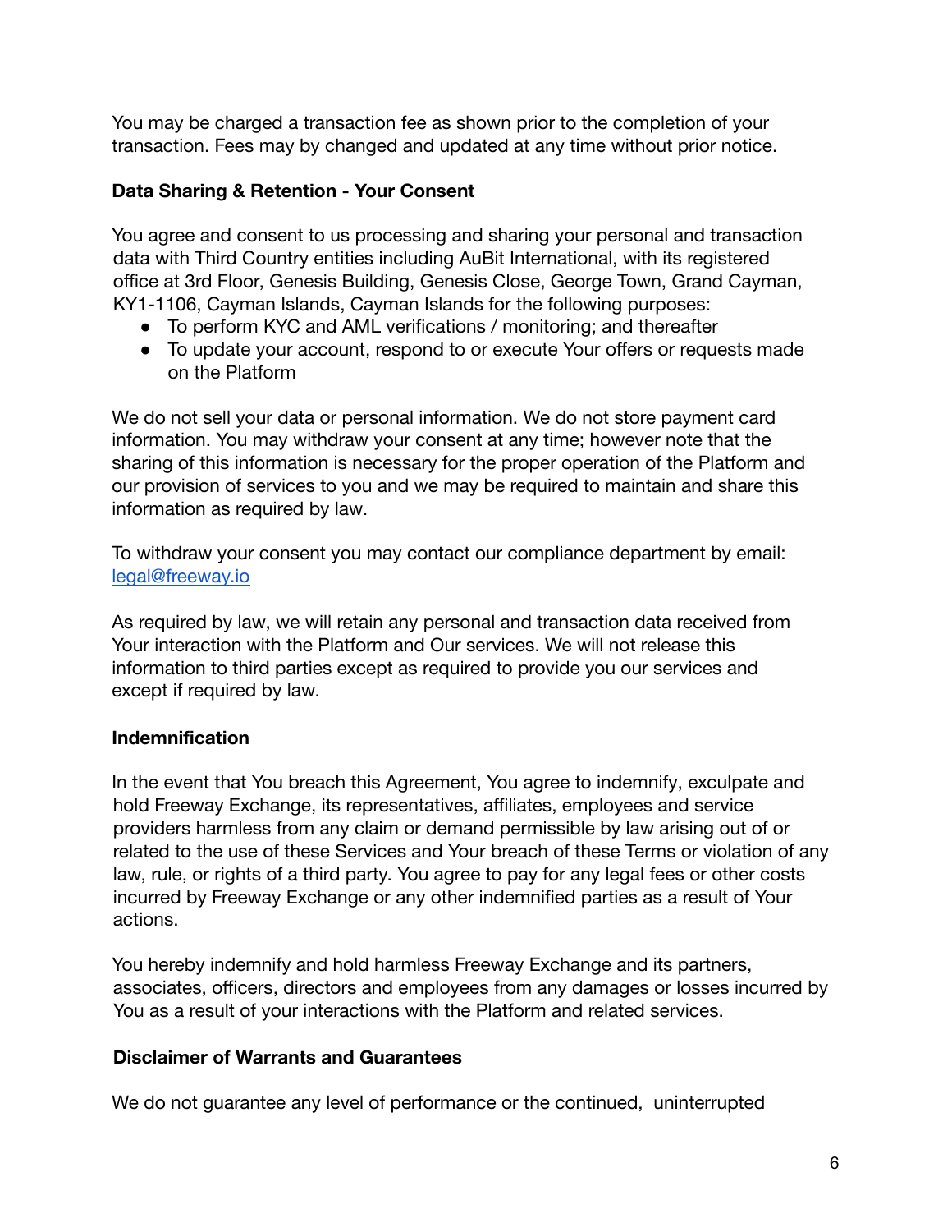You may be charged a transaction fee as shown prior to the completion of your transaction. Fees may by changed and updated at any time without prior notice.

**Data Sharing & Retention - Your Consent**

You agree and consent to us processing and sharing your personal and transaction data with Third Country entities including AuBit International, with its registered office at 3rd Floor, Genesis Building, Genesis Close, George Town, Grand Cayman, KY1-1106, Cayman Islands, Cayman Islands for the following purposes:

- To perform KYC and AML verifications / monitoring; and thereafter
- To update your account, respond to or execute Your offers or requests made on the Platform

We do not sell your data or personal information. We do not store payment card information. You may withdraw your consent at any time; however note that the sharing of this information is necessary for the proper operation of the Platform and our provision of services to you and we may be required to maintain and share this information as required by law.

To withdraw your consent you may contact our compliance department by email: legal@freeway.io

As required by law, we will retain any personal and transaction data received from Your interaction with the Platform and Our services. We will not release this information to third parties except as required to provide you our services and except if required by law.

**Indemnification**

In the event that You breach this Agreement, You agree to indemnify, exculpate and hold Freeway Exchange, its representatives, affiliates, employees and service providers harmless from any claim or demand permissible by law arising out of or related to the use of these Services and Your breach of these Terms or violation of any law, rule, or rights of a third party. You agree to pay for any legal fees or other costs incurred by Freeway Exchange or any other indemnified parties as a result of Your actions.

You hereby indemnify and hold harmless Freeway Exchange and its partners, associates, officers, directors and employees from any damages or losses incurred by You as a result of your interactions with the Platform and related services.

**Disclaimer of Warrants and Guarantees**

We do not guarantee any level of performance or the continued, uninterrupted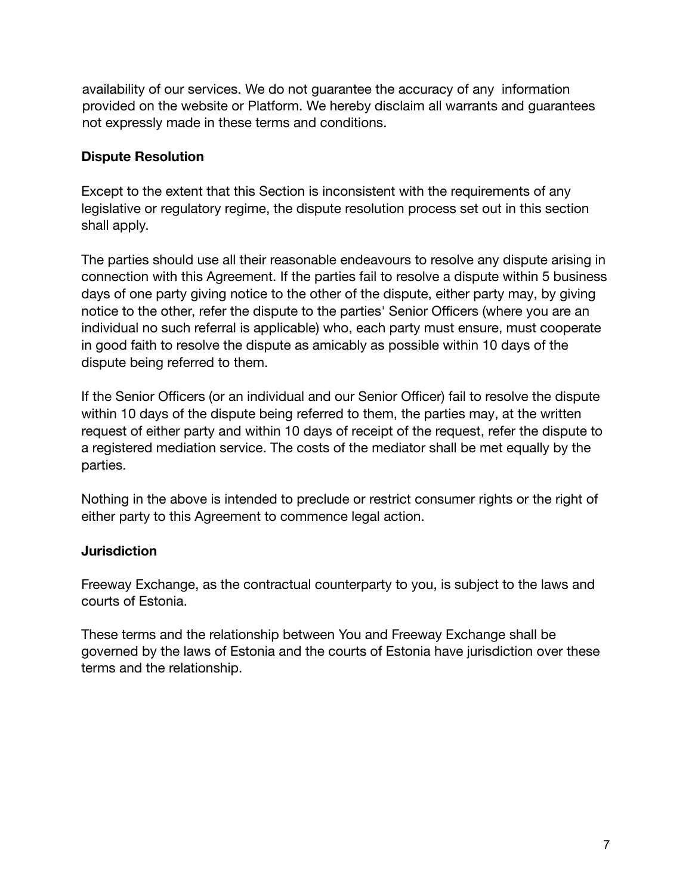availability of our services. We do not guarantee the accuracy of any information provided on the website or Platform. We hereby disclaim all warrants and guarantees not expressly made in these terms and conditions.

**Dispute Resolution**

Except to the extent that this Section is inconsistent with the requirements of any legislative or regulatory regime, the dispute resolution process set out in this section shall apply.

The parties should use all their reasonable endeavours to resolve any dispute arising in connection with this Agreement. If the parties fail to resolve a dispute within 5 business days of one party giving notice to the other of the dispute, either party may, by giving notice to the other, refer the dispute to the parties' Senior Officers (where you are an individual no such referral is applicable) who, each party must ensure, must cooperate in good faith to resolve the dispute as amicably as possible within 10 days of the dispute being referred to them.

If the Senior Officers (or an individual and our Senior Officer) fail to resolve the dispute within 10 days of the dispute being referred to them, the parties may, at the written request of either party and within 10 days of receipt of the request, refer the dispute to a registered mediation service. The costs of the mediator shall be met equally by the parties.

Nothing in the above is intended to preclude or restrict consumer rights or the right of either party to this Agreement to commence legal action.

**Jurisdiction**

Freeway Exchange, as the contractual counterparty to you, is subject to the laws and courts of Estonia.

These terms and the relationship between You and Freeway Exchange shall be governed by the laws of Estonia and the courts of Estonia have jurisdiction over these terms and the relationship.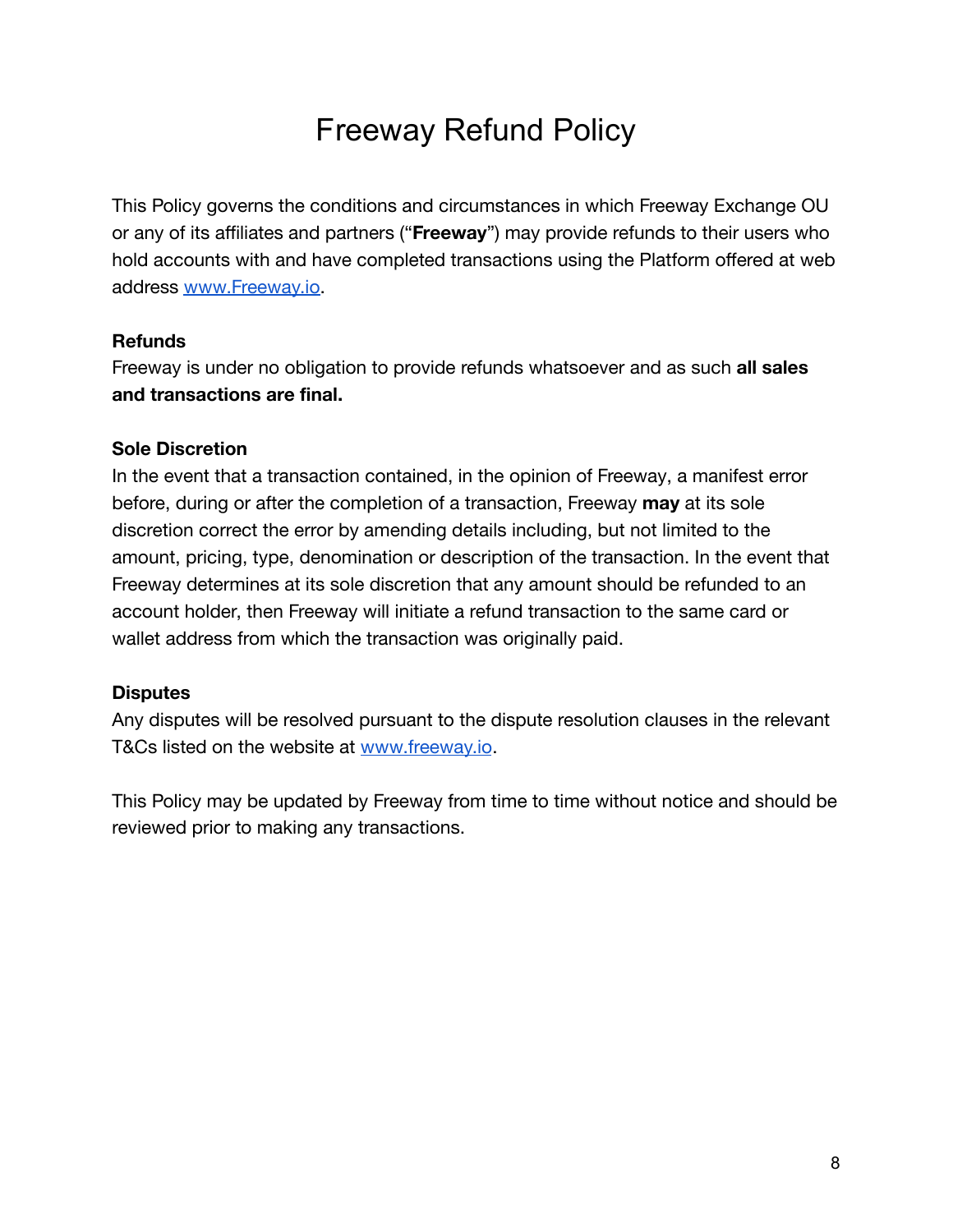# Freeway Refund Policy

This Policy governs the conditions and circumstances in which Freeway Exchange OU or any of its affiliates and partners ("**Freeway**") may provide refunds to their users who hold accounts with and have completed transactions using the Platform offered at web address [www.Freeway.io](http://www.Freeway.io).

**Refunds**

Freeway is under no obligation to provide refunds whatsoever and as such **all sales and transactions are final.**

**Sole Discretion**

In the event that a transaction contained, in the opinion of Freeway, a manifest error before, during or after the completion of a transaction, Freeway **may** at its sole discretion correct the error by amending details including, but not limited to the amount, pricing, type, denomination or description of the transaction. In the event that Freeway determines at its sole discretion that any amount should be refunded to an account holder, then Freeway will initiate a refund transaction to the same card or wallet address from which the transaction was originally paid.

**Disputes**

Any disputes will be resolved pursuant to the dispute resolution clauses in the relevant T&Cs listed on the website at [www.freeway.io](http://www.freeway.io).

This Policy may be updated by Freeway from time to time without notice and should be reviewed prior to making any transactions.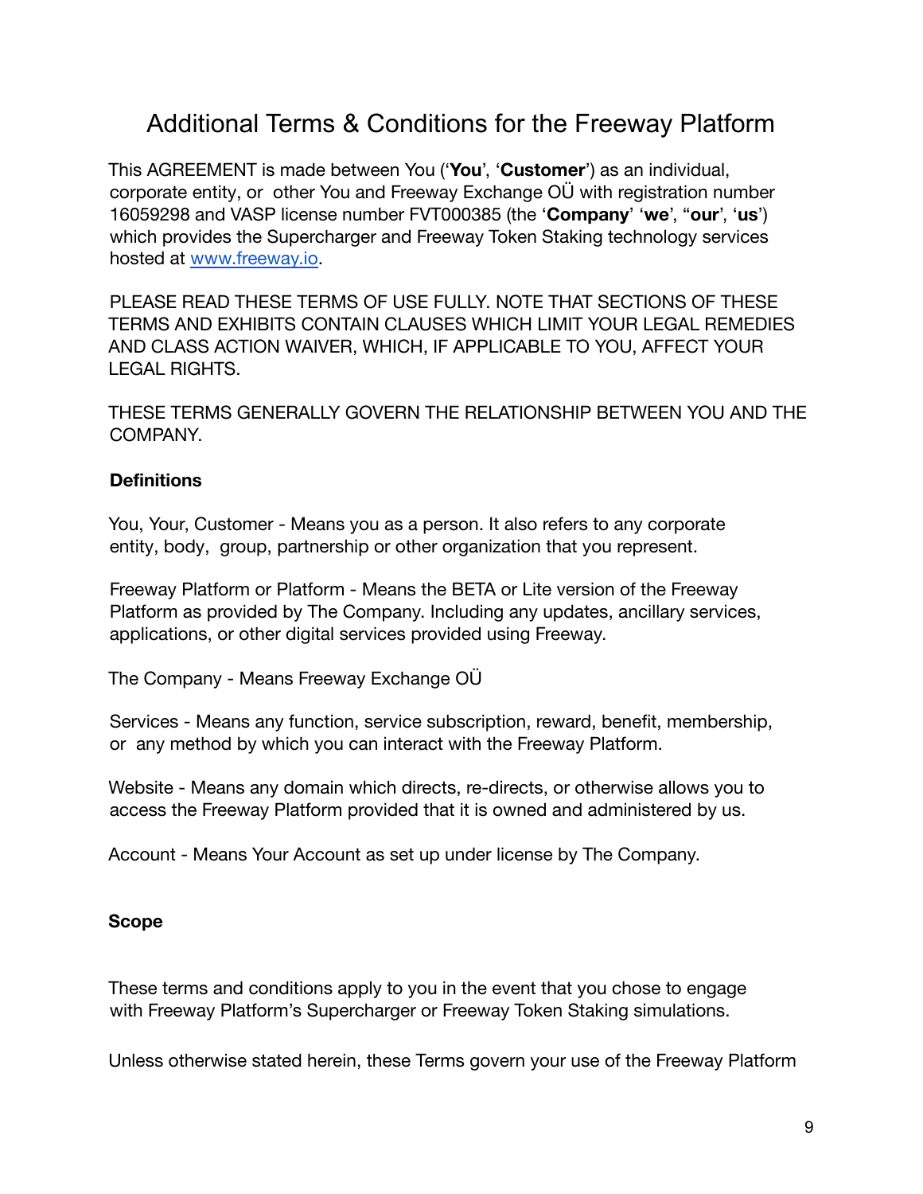# Additional Terms & Conditions for the Freeway Platform

This AGREEMENT is made between You ('**You**', '**Customer**') as an individual, corporate entity, or other You and Freeway Exchange OÜ with registration number 16059298 and VASP license number FVT000385 (the '**Company**' '**we**', "**our**', '**us**') which provides the Supercharger and Freeway Token Staking technology services hosted at [www.freeway.io](www.freeway.io).

PLEASE READ THESE TERMS OF USE FULLY. NOTE THAT SECTIONS OF THESE TERMS AND EXHIBITS CONTAIN CLAUSES WHICH LIMIT YOUR LEGAL REMEDIES AND CLASS ACTION WAIVER, WHICH, IF APPLICABLE TO YOU, AFFECT YOUR LEGAL RIGHTS.

THESE TERMS GENERALLY GOVERN THE RELATIONSHIP BETWEEN YOU AND THE COMPANY.

**Definitions**

You, Your, Customer - Means you as a person. It also refers to any corporate entity, body, group, partnership or other organization that you represent.

Freeway Platform or Platform - Means the BETA or Lite version of the Freeway Platform as provided by The Company. Including any updates, ancillary services, applications, or other digital services provided using Freeway.

The Company - Means Freeway Exchange OÜ

Services - Means any function, service subscription, reward, benefit, membership, or any method by which you can interact with the Freeway Platform.

Website - Means any domain which directs, re-directs, or otherwise allows you to access the Freeway Platform provided that it is owned and administered by us.

Account - Means Your Account as set up under license by The Company.

**Scope**

These terms and conditions apply to you in the event that you chose to engage with Freeway Platform's Supercharger or Freeway Token Staking simulations.

Unless otherwise stated herein, these Terms govern your use of the Freeway Platform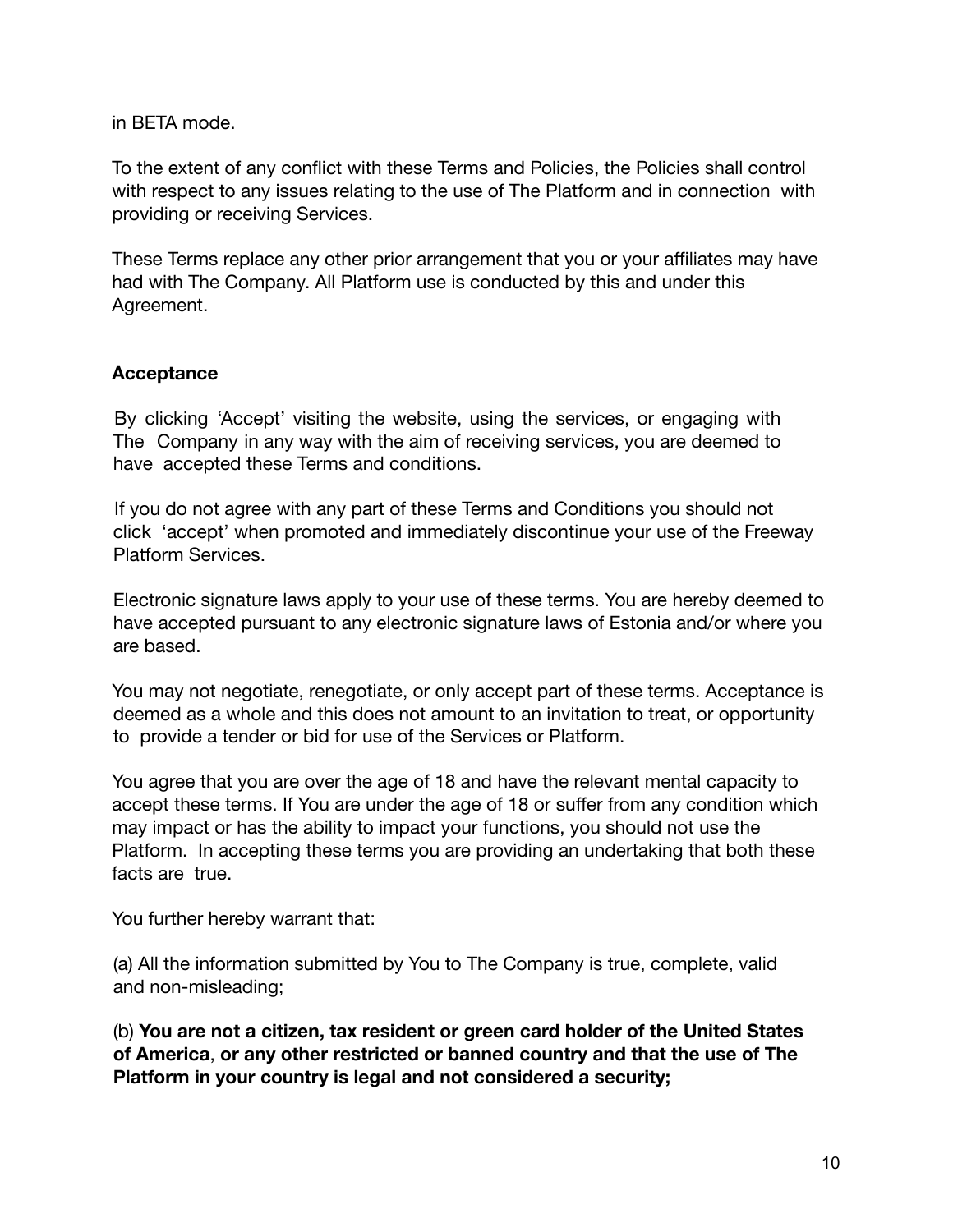in BETA mode.

To the extent of any conflict with these Terms and Policies, the Policies shall control with respect to any issues relating to the use of The Platform and in connection with providing or receiving Services.

These Terms replace any other prior arrangement that you or your affiliates may have had with The Company. All Platform use is conducted by this and under this Agreement.

**Acceptance**

By clicking 'Accept' visiting the website, using the services, or engaging with The Company in any way with the aim of receiving services, you are deemed to have accepted these Terms and conditions.

If you do not agree with any part of these Terms and Conditions you should not click 'accept' when promoted and immediately discontinue your use of the Freeway Platform Services.

Electronic signature laws apply to your use of these terms. You are hereby deemed to have accepted pursuant to any electronic signature laws of Estonia and/or where you are based.

You may not negotiate, renegotiate, or only accept part of these terms. Acceptance is deemed as a whole and this does not amount to an invitation to treat, or opportunity to provide a tender or bid for use of the Services or Platform.

You agree that you are over the age of 18 and have the relevant mental capacity to accept these terms. If You are under the age of 18 or suffer from any condition which may impact or has the ability to impact your functions, you should not use the Platform. In accepting these terms you are providing an undertaking that both these facts are true.

You further hereby warrant that:

(a) All the information submitted by You to The Company is true, complete, valid and non-misleading;

(b) **You are not a citizen, tax resident or green card holder of the United States of America**, **or any other restricted or banned country and that the use of The Platform in your country is legal and not considered a security;**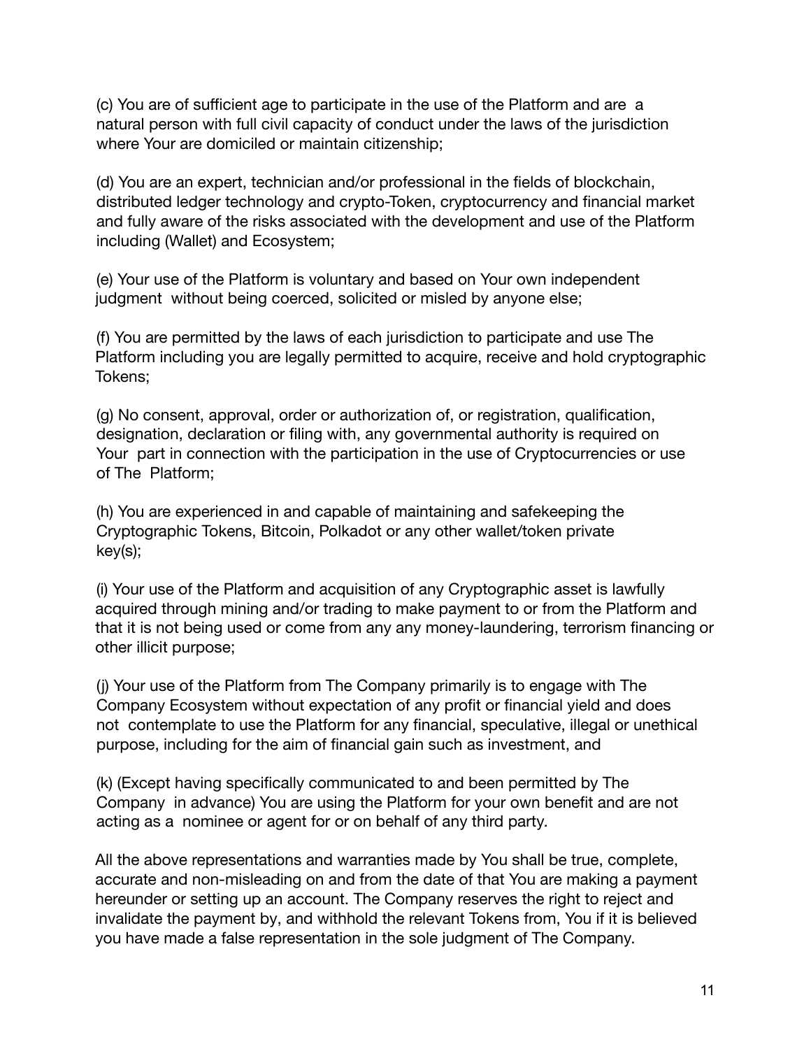(c) You are of sufficient age to participate in the use of the Platform and are a natural person with full civil capacity of conduct under the laws of the jurisdiction where Your are domiciled or maintain citizenship;

(d) You are an expert, technician and/or professional in the fields of blockchain, distributed ledger technology and crypto-Token, cryptocurrency and financial market and fully aware of the risks associated with the development and use of the Platform including (Wallet) and Ecosystem;

(e) Your use of the Platform is voluntary and based on Your own independent judgment without being coerced, solicited or misled by anyone else;

(f) You are permitted by the laws of each jurisdiction to participate and use The Platform including you are legally permitted to acquire, receive and hold cryptographic Tokens;

(g) No consent, approval, order or authorization of, or registration, qualification, designation, declaration or filing with, any governmental authority is required on Your part in connection with the participation in the use of Cryptocurrencies or use of The Platform;

(h) You are experienced in and capable of maintaining and safekeeping the Cryptographic Tokens, Bitcoin, Polkadot or any other wallet/token private key(s);

(i) Your use of the Platform and acquisition of any Cryptographic asset is lawfully acquired through mining and/or trading to make payment to or from the Platform and that it is not being used or come from any any money-laundering, terrorism financing or other illicit purpose;

(j) Your use of the Platform from The Company primarily is to engage with The Company Ecosystem without expectation of any profit or financial yield and does not contemplate to use the Platform for any financial, speculative, illegal or unethical purpose, including for the aim of financial gain such as investment, and

(k) (Except having specifically communicated to and been permitted by The Company in advance) You are using the Platform for your own benefit and are not acting as a nominee or agent for or on behalf of any third party.

All the above representations and warranties made by You shall be true, complete, accurate and non-misleading on and from the date of that You are making a payment hereunder or setting up an account. The Company reserves the right to reject and invalidate the payment by, and withhold the relevant Tokens from, You if it is believed you have made a false representation in the sole judgment of The Company.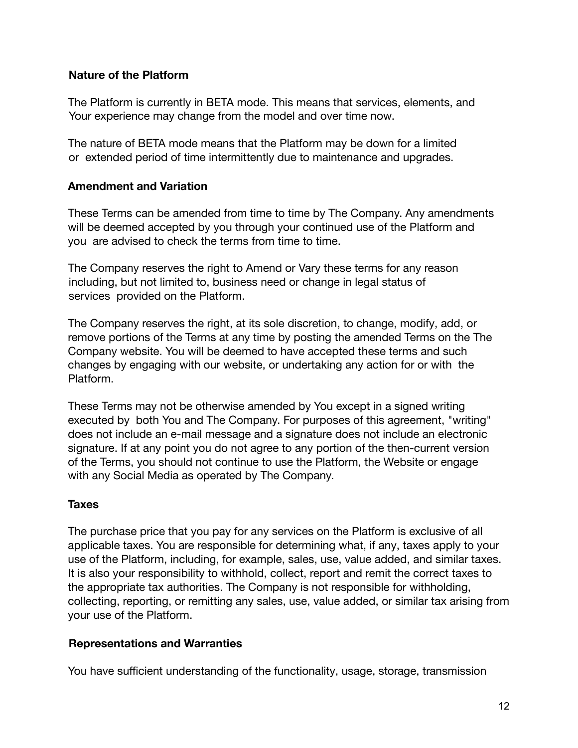**Nature of the Platform**

The Platform is currently in BETA mode. This means that services, elements, and Your experience may change from the model and over time now.

The nature of BETA mode means that the Platform may be down for a limited or extended period of time intermittently due to maintenance and upgrades.

**Amendment and Variation**

These Terms can be amended from time to time by The Company. Any amendments will be deemed accepted by you through your continued use of the Platform and you are advised to check the terms from time to time.

The Company reserves the right to Amend or Vary these terms for any reason including, but not limited to, business need or change in legal status of services provided on the Platform.

The Company reserves the right, at its sole discretion, to change, modify, add, or remove portions of the Terms at any time by posting the amended Terms on the The Company website. You will be deemed to have accepted these terms and such changes by engaging with our website, or undertaking any action for or with the Platform.

These Terms may not be otherwise amended by You except in a signed writing executed by both You and The Company. For purposes of this agreement, "writing" does not include an e-mail message and a signature does not include an electronic signature. If at any point you do not agree to any portion of the then-current version of the Terms, you should not continue to use the Platform, the Website or engage with any Social Media as operated by The Company.

**Taxes**

The purchase price that you pay for any services on the Platform is exclusive of all applicable taxes. You are responsible for determining what, if any, taxes apply to your use of the Platform, including, for example, sales, use, value added, and similar taxes. It is also your responsibility to withhold, collect, report and remit the correct taxes to the appropriate tax authorities. The Company is not responsible for withholding, collecting, reporting, or remitting any sales, use, value added, or similar tax arising from your use of the Platform.

**Representations and Warranties**

You have sufficient understanding of the functionality, usage, storage, transmission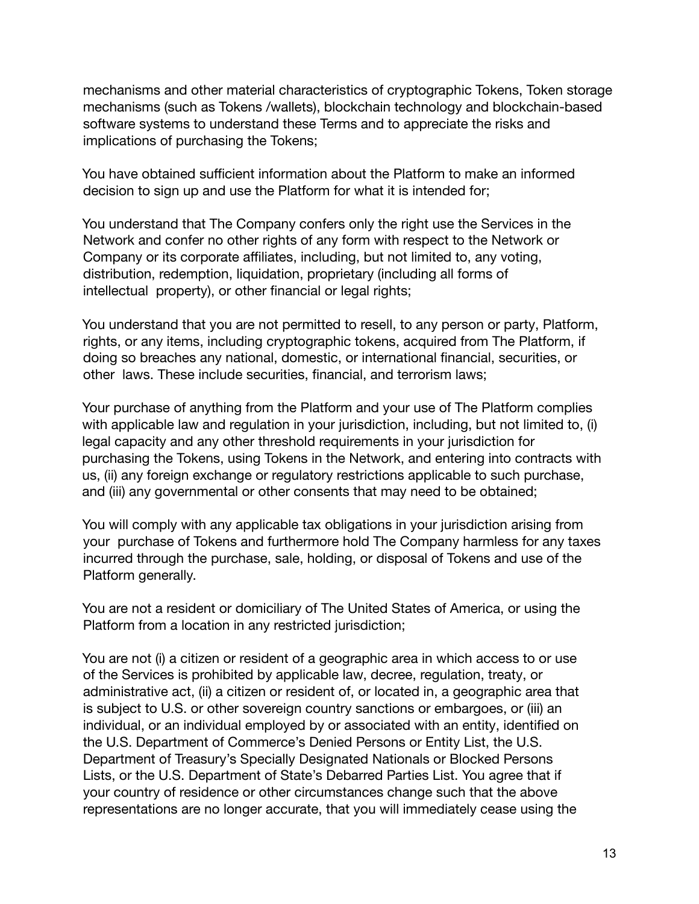mechanisms and other material characteristics of cryptographic Tokens, Token storage mechanisms (such as Tokens /wallets), blockchain technology and blockchain-based software systems to understand these Terms and to appreciate the risks and implications of purchasing the Tokens;

You have obtained sufficient information about the Platform to make an informed decision to sign up and use the Platform for what it is intended for;

You understand that The Company confers only the right use the Services in the Network and confer no other rights of any form with respect to the Network or Company or its corporate affiliates, including, but not limited to, any voting, distribution, redemption, liquidation, proprietary (including all forms of intellectual property), or other financial or legal rights;

You understand that you are not permitted to resell, to any person or party, Platform, rights, or any items, including cryptographic tokens, acquired from The Platform, if doing so breaches any national, domestic, or international financial, securities, or other laws. These include securities, financial, and terrorism laws;

Your purchase of anything from the Platform and your use of The Platform complies with applicable law and regulation in your jurisdiction, including, but not limited to, (i) legal capacity and any other threshold requirements in your jurisdiction for purchasing the Tokens, using Tokens in the Network, and entering into contracts with us, (ii) any foreign exchange or regulatory restrictions applicable to such purchase, and (iii) any governmental or other consents that may need to be obtained;

You will comply with any applicable tax obligations in your jurisdiction arising from your purchase of Tokens and furthermore hold The Company harmless for any taxes incurred through the purchase, sale, holding, or disposal of Tokens and use of the Platform generally.

You are not a resident or domiciliary of The United States of America, or using the Platform from a location in any restricted jurisdiction;

You are not (i) a citizen or resident of a geographic area in which access to or use of the Services is prohibited by applicable law, decree, regulation, treaty, or administrative act, (ii) a citizen or resident of, or located in, a geographic area that is subject to U.S. or other sovereign country sanctions or embargoes, or (iii) an individual, or an individual employed by or associated with an entity, identified on the U.S. Department of Commerce's Denied Persons or Entity List, the U.S. Department of Treasury's Specially Designated Nationals or Blocked Persons Lists, or the U.S. Department of State's Debarred Parties List. You agree that if your country of residence or other circumstances change such that the above representations are no longer accurate, that you will immediately cease using the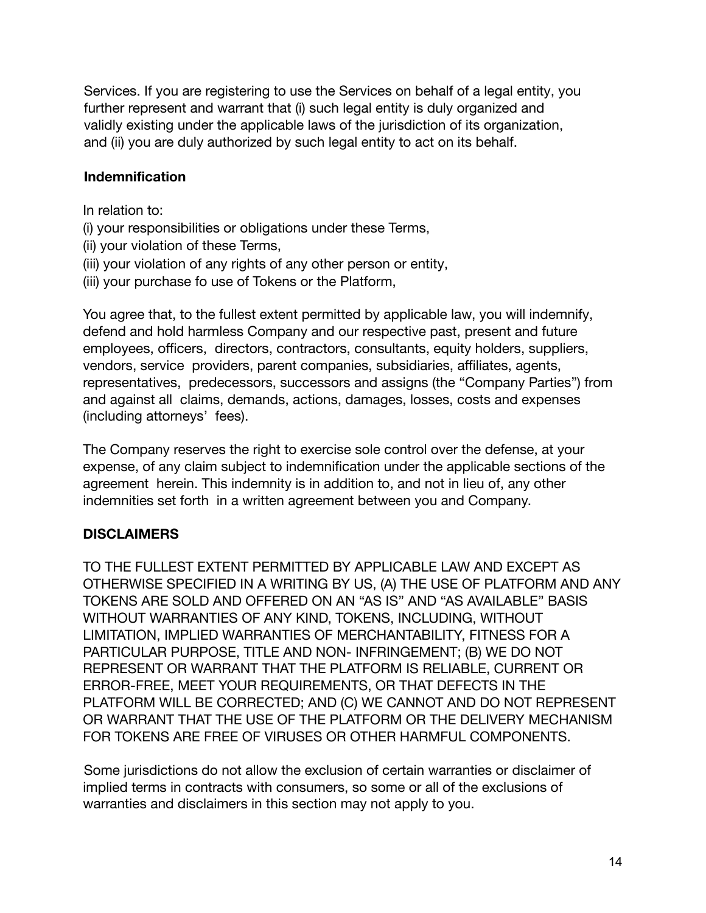Services. If you are registering to use the Services on behalf of a legal entity, you further represent and warrant that (i) such legal entity is duly organized and validly existing under the applicable laws of the jurisdiction of its organization, and (ii) you are duly authorized by such legal entity to act on its behalf.

**Indemnification**

In relation to:

(i) your responsibilities or obligations under these Terms,
(ii) your violation of these Terms,
(iii) your violation of any rights of any other person or entity,
(iii) your purchase fo use of Tokens or the Platform,

You agree that, to the fullest extent permitted by applicable law, you will indemnify, defend and hold harmless Company and our respective past, present and future employees, officers, directors, contractors, consultants, equity holders, suppliers, vendors, service providers, parent companies, subsidiaries, affiliates, agents, representatives, predecessors, successors and assigns (the "Company Parties") from and against all claims, demands, actions, damages, losses, costs and expenses (including attorneys' fees).

The Company reserves the right to exercise sole control over the defense, at your expense, of any claim subject to indemnification under the applicable sections of the agreement herein. This indemnity is in addition to, and not in lieu of, any other indemnities set forth in a written agreement between you and Company.

**DISCLAIMERS**

TO THE FULLEST EXTENT PERMITTED BY APPLICABLE LAW AND EXCEPT AS OTHERWISE SPECIFIED IN A WRITING BY US, (A) THE USE OF PLATFORM AND ANY TOKENS ARE SOLD AND OFFERED ON AN "AS IS" AND "AS AVAILABLE" BASIS WITHOUT WARRANTIES OF ANY KIND, TOKENS, INCLUDING, WITHOUT LIMITATION, IMPLIED WARRANTIES OF MERCHANTABILITY, FITNESS FOR A PARTICULAR PURPOSE, TITLE AND NON- INFRINGEMENT; (B) WE DO NOT REPRESENT OR WARRANT THAT THE PLATFORM IS RELIABLE, CURRENT OR ERROR-FREE, MEET YOUR REQUIREMENTS, OR THAT DEFECTS IN THE PLATFORM WILL BE CORRECTED; AND (C) WE CANNOT AND DO NOT REPRESENT OR WARRANT THAT THE USE OF THE PLATFORM OR THE DELIVERY MECHANISM FOR TOKENS ARE FREE OF VIRUSES OR OTHER HARMFUL COMPONENTS.

Some jurisdictions do not allow the exclusion of certain warranties or disclaimer of implied terms in contracts with consumers, so some or all of the exclusions of warranties and disclaimers in this section may not apply to you.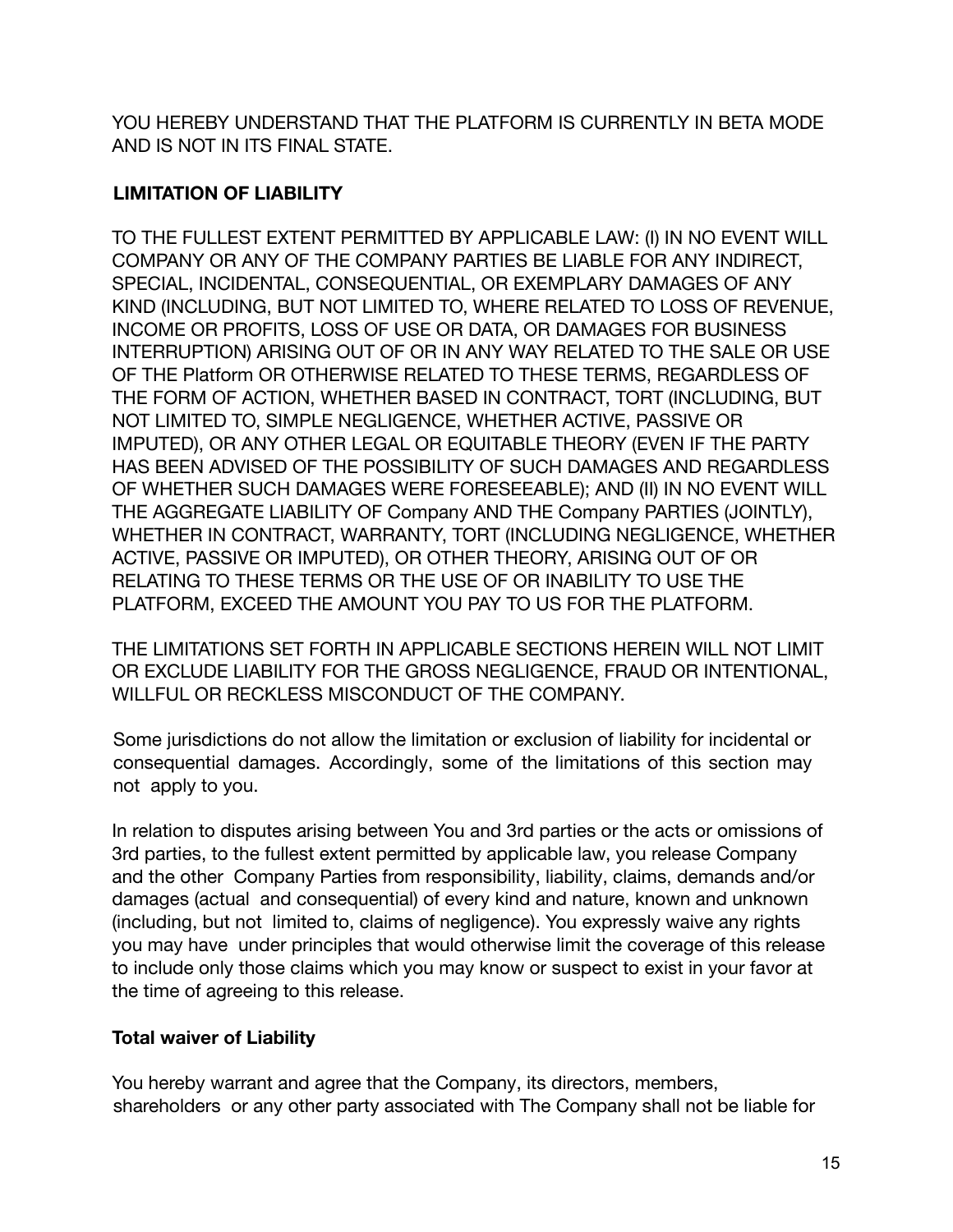YOU HEREBY UNDERSTAND THAT THE PLATFORM IS CURRENTLY IN BETA MODE AND IS NOT IN ITS FINAL STATE.

**LIMITATION OF LIABILITY**

TO THE FULLEST EXTENT PERMITTED BY APPLICABLE LAW: (I) IN NO EVENT WILL COMPANY OR ANY OF THE COMPANY PARTIES BE LIABLE FOR ANY INDIRECT, SPECIAL, INCIDENTAL, CONSEQUENTIAL, OR EXEMPLARY DAMAGES OF ANY KIND (INCLUDING, BUT NOT LIMITED TO, WHERE RELATED TO LOSS OF REVENUE, INCOME OR PROFITS, LOSS OF USE OR DATA, OR DAMAGES FOR BUSINESS INTERRUPTION) ARISING OUT OF OR IN ANY WAY RELATED TO THE SALE OR USE OF THE Platform OR OTHERWISE RELATED TO THESE TERMS, REGARDLESS OF THE FORM OF ACTION, WHETHER BASED IN CONTRACT, TORT (INCLUDING, BUT NOT LIMITED TO, SIMPLE NEGLIGENCE, WHETHER ACTIVE, PASSIVE OR IMPUTED), OR ANY OTHER LEGAL OR EQUITABLE THEORY (EVEN IF THE PARTY HAS BEEN ADVISED OF THE POSSIBILITY OF SUCH DAMAGES AND REGARDLESS OF WHETHER SUCH DAMAGES WERE FORESEEABLE); AND (II) IN NO EVENT WILL THE AGGREGATE LIABILITY OF Company AND THE Company PARTIES (JOINTLY), WHETHER IN CONTRACT, WARRANTY, TORT (INCLUDING NEGLIGENCE, WHETHER ACTIVE, PASSIVE OR IMPUTED), OR OTHER THEORY, ARISING OUT OF OR RELATING TO THESE TERMS OR THE USE OF OR INABILITY TO USE THE PLATFORM, EXCEED THE AMOUNT YOU PAY TO US FOR THE PLATFORM.

THE LIMITATIONS SET FORTH IN APPLICABLE SECTIONS HEREIN WILL NOT LIMIT OR EXCLUDE LIABILITY FOR THE GROSS NEGLIGENCE, FRAUD OR INTENTIONAL, WILLFUL OR RECKLESS MISCONDUCT OF THE COMPANY.

Some jurisdictions do not allow the limitation or exclusion of liability for incidental or consequential damages. Accordingly, some of the limitations of this section may not apply to you.

In relation to disputes arising between You and 3rd parties or the acts or omissions of 3rd parties, to the fullest extent permitted by applicable law, you release Company and the other Company Parties from responsibility, liability, claims, demands and/or damages (actual and consequential) of every kind and nature, known and unknown (including, but not limited to, claims of negligence). You expressly waive any rights you may have under principles that would otherwise limit the coverage of this release to include only those claims which you may know or suspect to exist in your favor at the time of agreeing to this release.

**Total waiver of Liability**

You hereby warrant and agree that the Company, its directors, members, shareholders or any other party associated with The Company shall not be liable for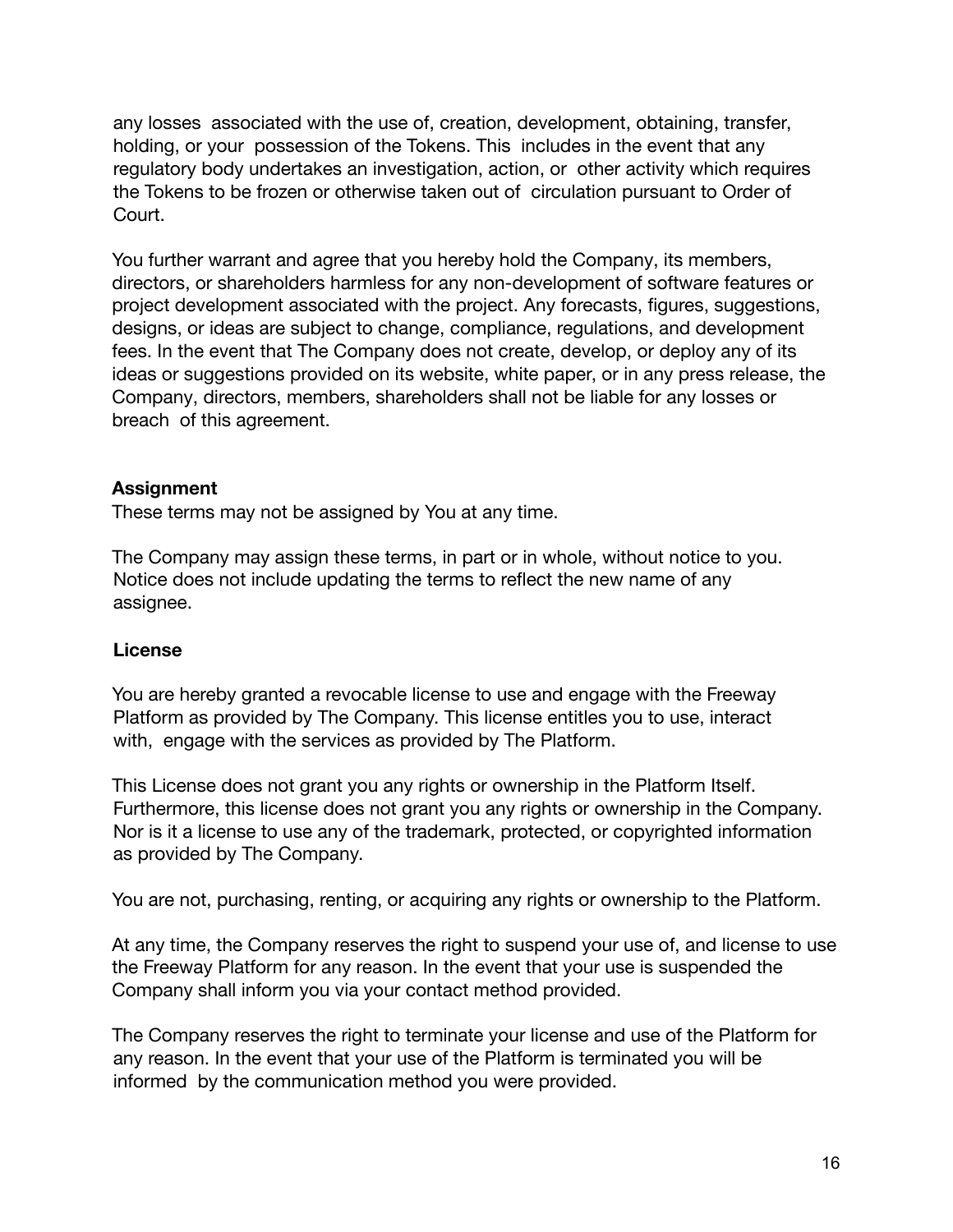any losses associated with the use of, creation, development, obtaining, transfer, holding, or your possession of the Tokens. This includes in the event that any regulatory body undertakes an investigation, action, or other activity which requires the Tokens to be frozen or otherwise taken out of circulation pursuant to Order of Court.

You further warrant and agree that you hereby hold the Company, its members, directors, or shareholders harmless for any non-development of software features or project development associated with the project. Any forecasts, figures, suggestions, designs, or ideas are subject to change, compliance, regulations, and development fees. In the event that The Company does not create, develop, or deploy any of its ideas or suggestions provided on its website, white paper, or in any press release, the Company, directors, members, shareholders shall not be liable for any losses or breach of this agreement.

**Assignment**

These terms may not be assigned by You at any time.

The Company may assign these terms, in part or in whole, without notice to you. Notice does not include updating the terms to reflect the new name of any assignee.

**License**

You are hereby granted a revocable license to use and engage with the Freeway Platform as provided by The Company. This license entitles you to use, interact with, engage with the services as provided by The Platform.

This License does not grant you any rights or ownership in the Platform Itself. Furthermore, this license does not grant you any rights or ownership in the Company. Nor is it a license to use any of the trademark, protected, or copyrighted information as provided by The Company.

You are not, purchasing, renting, or acquiring any rights or ownership to the Platform.

At any time, the Company reserves the right to suspend your use of, and license to use the Freeway Platform for any reason. In the event that your use is suspended the Company shall inform you via your contact method provided.

The Company reserves the right to terminate your license and use of the Platform for any reason. In the event that your use of the Platform is terminated you will be informed by the communication method you were provided.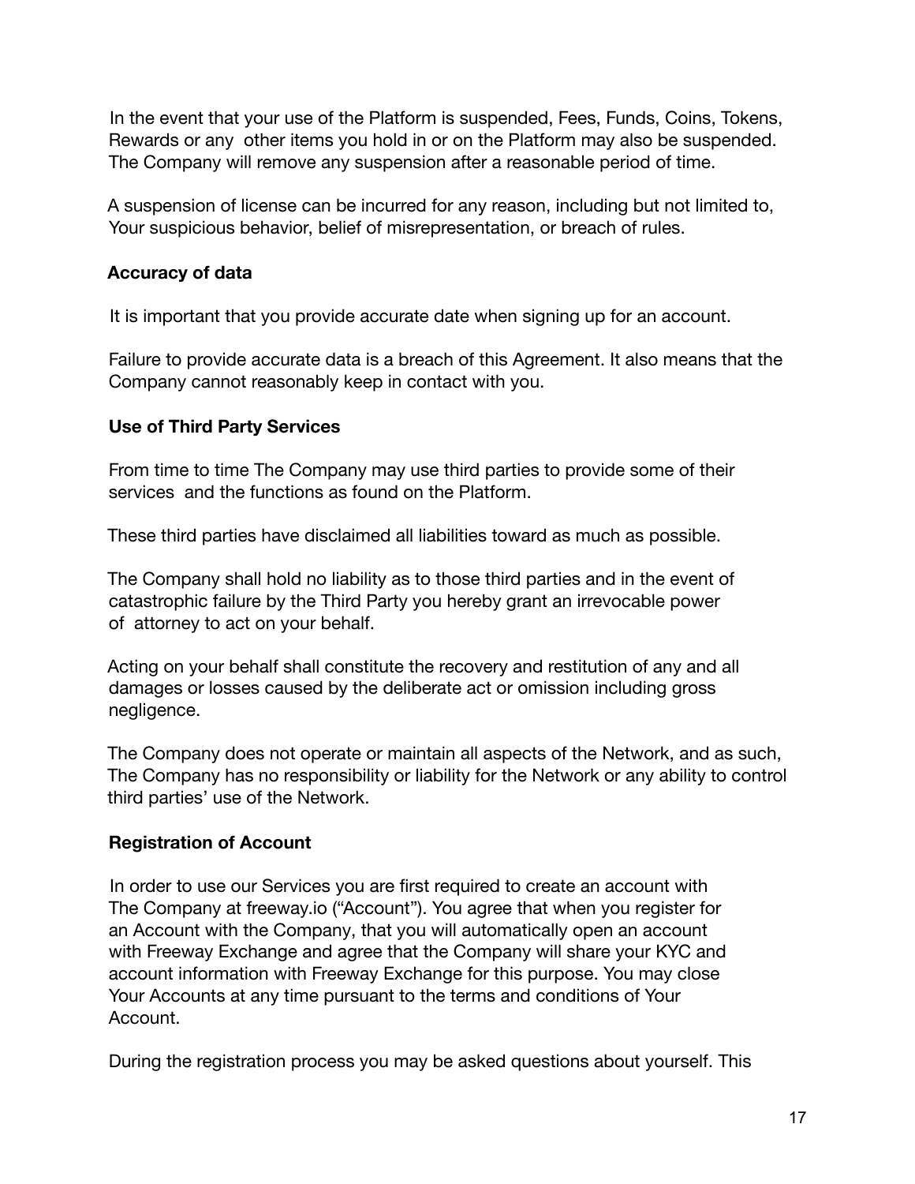In the event that your use of the Platform is suspended, Fees, Funds, Coins, Tokens, Rewards or any other items you hold in or on the Platform may also be suspended. The Company will remove any suspension after a reasonable period of time.

A suspension of license can be incurred for any reason, including but not limited to, Your suspicious behavior, belief of misrepresentation, or breach of rules.

**Accuracy of data**

It is important that you provide accurate date when signing up for an account.

Failure to provide accurate data is a breach of this Agreement. It also means that the Company cannot reasonably keep in contact with you.

**Use of Third Party Services**

From time to time The Company may use third parties to provide some of their services and the functions as found on the Platform.

These third parties have disclaimed all liabilities toward as much as possible.

The Company shall hold no liability as to those third parties and in the event of catastrophic failure by the Third Party you hereby grant an irrevocable power of attorney to act on your behalf.

Acting on your behalf shall constitute the recovery and restitution of any and all damages or losses caused by the deliberate act or omission including gross negligence.

The Company does not operate or maintain all aspects of the Network, and as such, The Company has no responsibility or liability for the Network or any ability to control third parties' use of the Network.

**Registration of Account**

In order to use our Services you are first required to create an account with The Company at freeway.io ("Account"). You agree that when you register for an Account with the Company, that you will automatically open an account with Freeway Exchange and agree that the Company will share your KYC and account information with Freeway Exchange for this purpose. You may close Your Accounts at any time pursuant to the terms and conditions of Your Account.

During the registration process you may be asked questions about yourself. This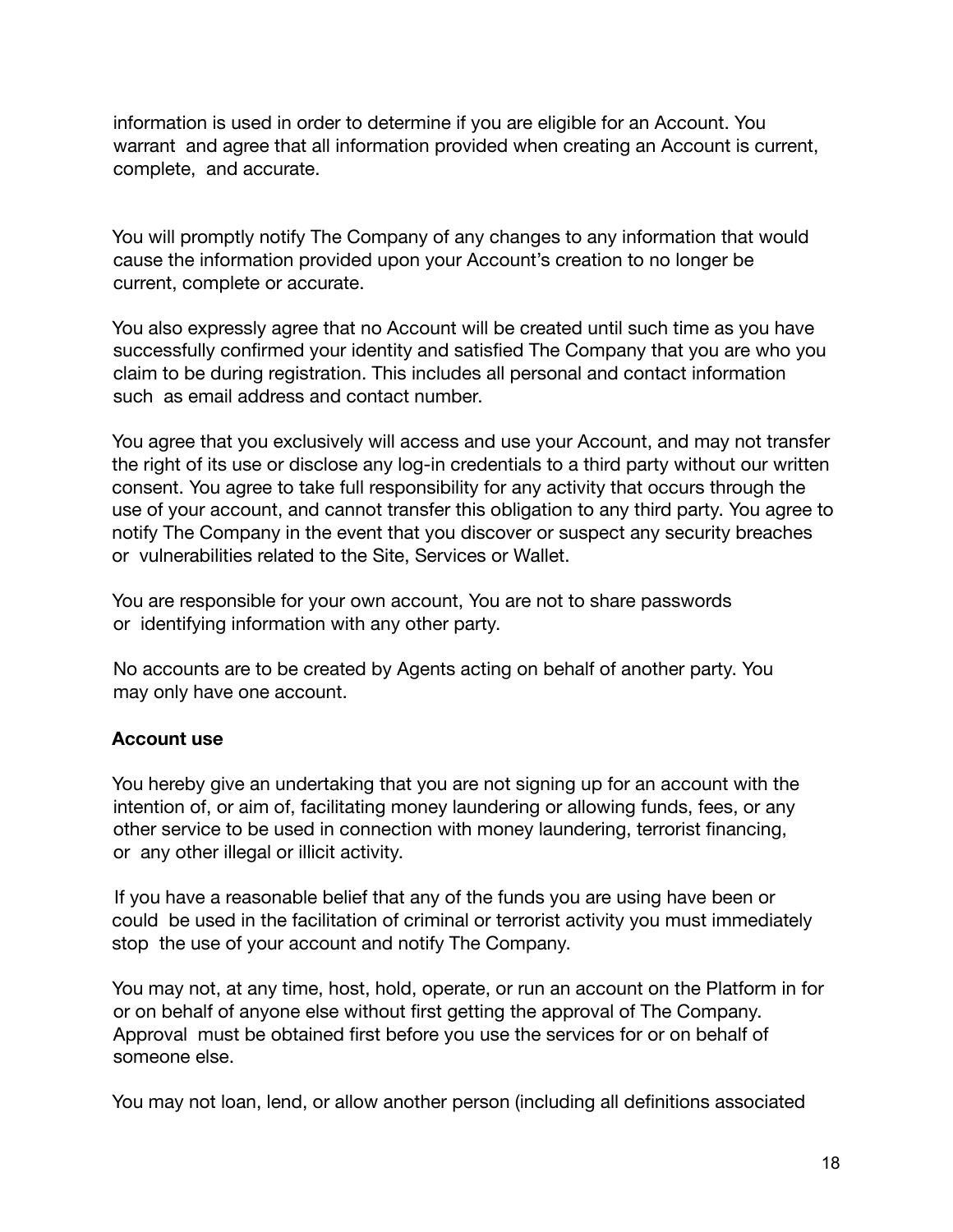information is used in order to determine if you are eligible for an Account. You warrant and agree that all information provided when creating an Account is current, complete, and accurate.

You will promptly notify The Company of any changes to any information that would cause the information provided upon your Account's creation to no longer be current, complete or accurate.

You also expressly agree that no Account will be created until such time as you have successfully confirmed your identity and satisfied The Company that you are who you claim to be during registration. This includes all personal and contact information such as email address and contact number.

You agree that you exclusively will access and use your Account, and may not transfer the right of its use or disclose any log-in credentials to a third party without our written consent. You agree to take full responsibility for any activity that occurs through the use of your account, and cannot transfer this obligation to any third party. You agree to notify The Company in the event that you discover or suspect any security breaches or vulnerabilities related to the Site, Services or Wallet.

You are responsible for your own account, You are not to share passwords or identifying information with any other party.

No accounts are to be created by Agents acting on behalf of another party. You may only have one account.

**Account use**

You hereby give an undertaking that you are not signing up for an account with the intention of, or aim of, facilitating money laundering or allowing funds, fees, or any other service to be used in connection with money laundering, terrorist financing, or any other illegal or illicit activity.

If you have a reasonable belief that any of the funds you are using have been or could be used in the facilitation of criminal or terrorist activity you must immediately stop the use of your account and notify The Company.

You may not, at any time, host, hold, operate, or run an account on the Platform in for or on behalf of anyone else without first getting the approval of The Company. Approval must be obtained first before you use the services for or on behalf of someone else.

You may not loan, lend, or allow another person (including all definitions associated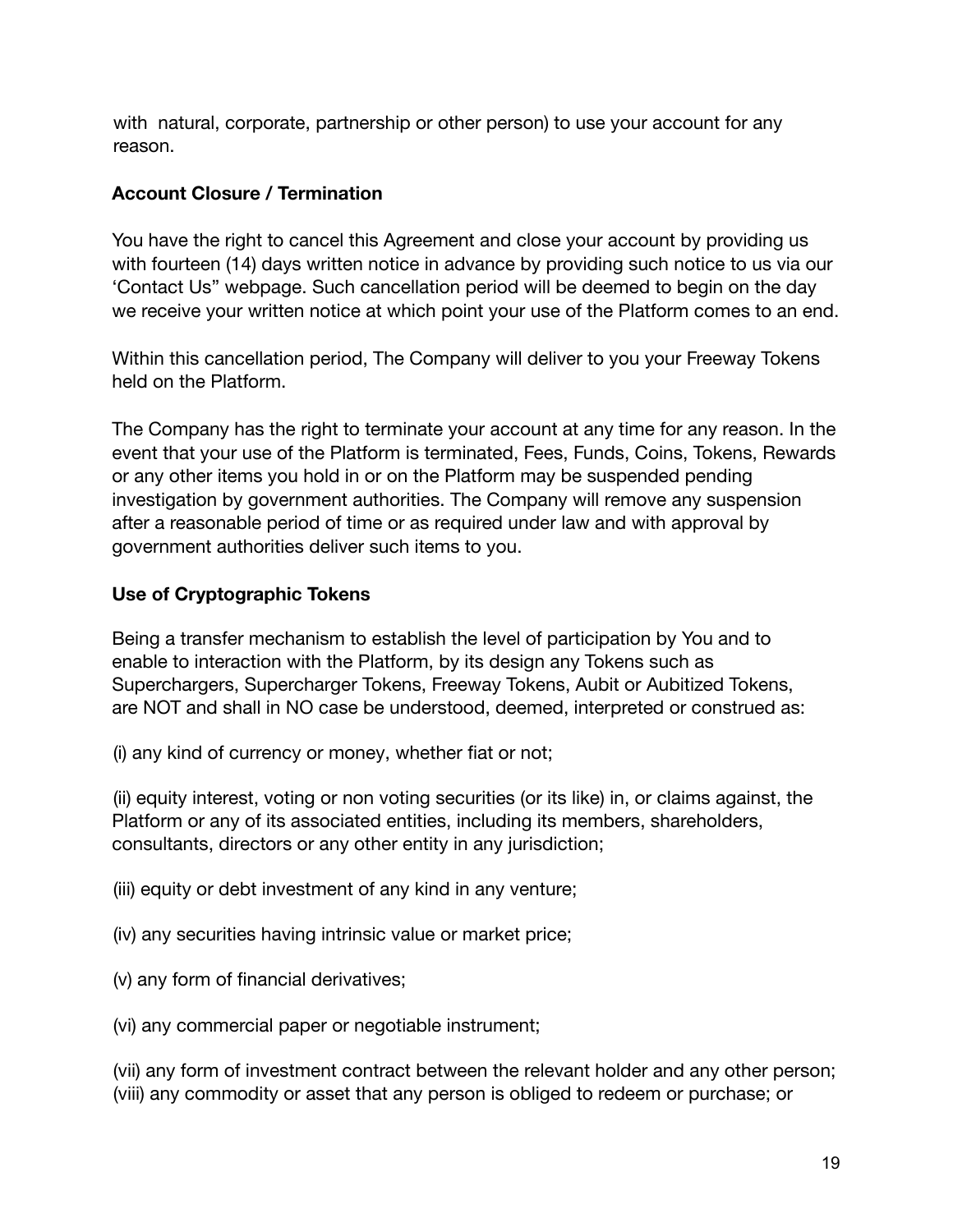with  natural, corporate, partnership or other person) to use your account for any reason.

**Account Closure / Termination**

You have the right to cancel this Agreement and close your account by providing us with fourteen (14) days written notice in advance by providing such notice to us via our 'Contact Us" webpage. Such cancellation period will be deemed to begin on the day we receive your written notice at which point your use of the Platform comes to an end.

Within this cancellation period, The Company will deliver to you your Freeway Tokens held on the Platform.

The Company has the right to terminate your account at any time for any reason. In the event that your use of the Platform is terminated, Fees, Funds, Coins, Tokens, Rewards or any other items you hold in or on the Platform may be suspended pending investigation by government authorities. The Company will remove any suspension after a reasonable period of time or as required under law and with approval by government authorities deliver such items to you.

**Use of Cryptographic Tokens**

Being a transfer mechanism to establish the level of participation by You and to enable to interaction with the Platform, by its design any Tokens such as Superchargers, Supercharger Tokens, Freeway Tokens, Aubit or Aubitized Tokens, are NOT and shall in NO case be understood, deemed, interpreted or construed as:

(i) any kind of currency or money, whether fiat or not;

(ii) equity interest, voting or non voting securities (or its like) in, or claims against, the Platform or any of its associated entities, including its members, shareholders, consultants, directors or any other entity in any jurisdiction;

(iii) equity or debt investment of any kind in any venture;

(iv) any securities having intrinsic value or market price;

(v) any form of financial derivatives;

(vi) any commercial paper or negotiable instrument;

(vii) any form of investment contract between the relevant holder and any other person;
(viii) any commodity or asset that any person is obliged to redeem or purchase; or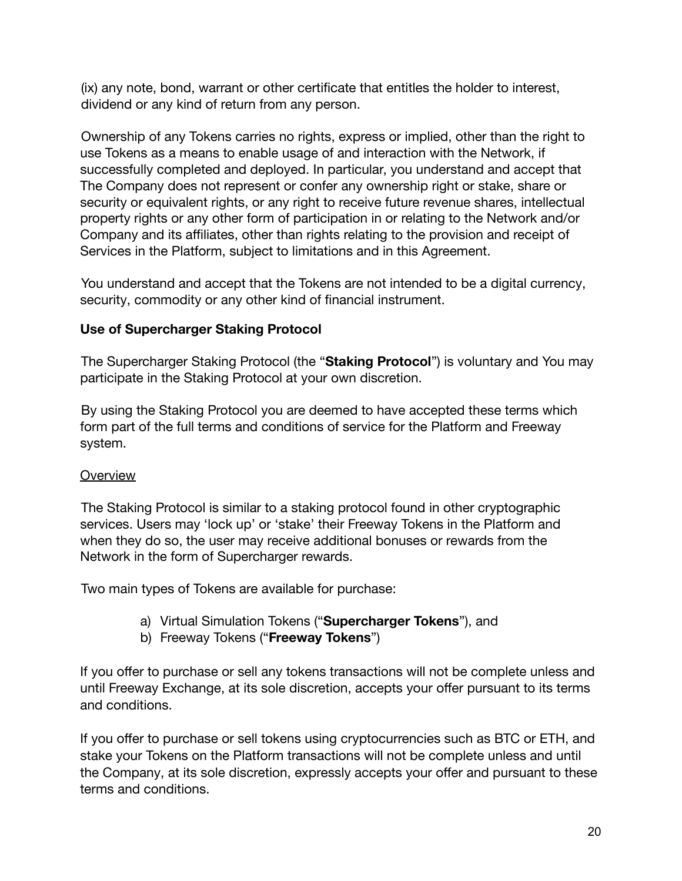(ix) any note, bond, warrant or other certificate that entitles the holder to interest, dividend or any kind of return from any person.

Ownership of any Tokens carries no rights, express or implied, other than the right to use Tokens as a means to enable usage of and interaction with the Network, if successfully completed and deployed. In particular, you understand and accept that The Company does not represent or confer any ownership right or stake, share or security or equivalent rights, or any right to receive future revenue shares, intellectual property rights or any other form of participation in or relating to the Network and/or Company and its affiliates, other than rights relating to the provision and receipt of Services in the Platform, subject to limitations and in this Agreement.

You understand and accept that the Tokens are not intended to be a digital currency, security, commodity or any other kind of financial instrument.

**Use of Supercharger Staking Protocol**

The Supercharger Staking Protocol (the "**Staking Protocol**") is voluntary and You may participate in the Staking Protocol at your own discretion.

By using the Staking Protocol you are deemed to have accepted these terms which form part of the full terms and conditions of service for the Platform and Freeway system.

<u>Overview</u>

The Staking Protocol is similar to a staking protocol found in other cryptographic services. Users may 'lock up' or 'stake' their Freeway Tokens in the Platform and when they do so, the user may receive additional bonuses or rewards from the Network in the form of Supercharger rewards.

Two main types of Tokens are available for purchase:

a) Virtual Simulation Tokens ("**Supercharger Tokens**"), and
b) Freeway Tokens ("**Freeway Tokens**")

If you offer to purchase or sell any tokens transactions will not be complete unless and until Freeway Exchange, at its sole discretion, accepts your offer pursuant to its terms and conditions.

If you offer to purchase or sell tokens using cryptocurrencies such as BTC or ETH, and stake your Tokens on the Platform transactions will not be complete unless and until the Company, at its sole discretion, expressly accepts your offer and pursuant to these terms and conditions.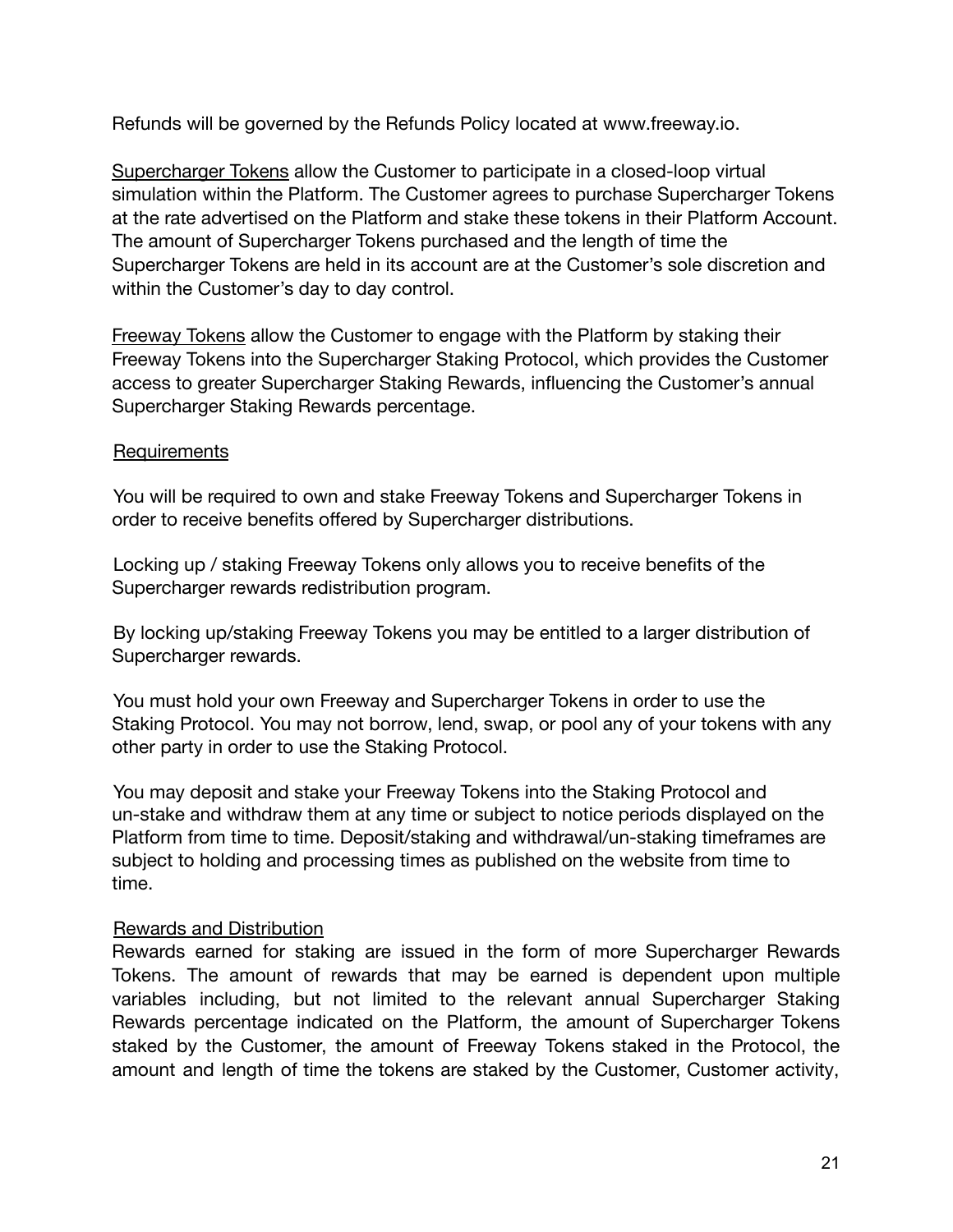Refunds will be governed by the Refunds Policy located at www.freeway.io.

Supercharger Tokens allow the Customer to participate in a closed-loop virtual simulation within the Platform. The Customer agrees to purchase Supercharger Tokens at the rate advertised on the Platform and stake these tokens in their Platform Account. The amount of Supercharger Tokens purchased and the length of time the Supercharger Tokens are held in its account are at the Customer's sole discretion and within the Customer's day to day control.

Freeway Tokens allow the Customer to engage with the Platform by staking their Freeway Tokens into the Supercharger Staking Protocol, which provides the Customer access to greater Supercharger Staking Rewards, influencing the Customer's annual Supercharger Staking Rewards percentage.

Requirements

You will be required to own and stake Freeway Tokens and Supercharger Tokens in order to receive benefits offered by Supercharger distributions.

Locking up / staking Freeway Tokens only allows you to receive benefits of the Supercharger rewards redistribution program.

By locking up/staking Freeway Tokens you may be entitled to a larger distribution of Supercharger rewards.

You must hold your own Freeway and Supercharger Tokens in order to use the Staking Protocol. You may not borrow, lend, swap, or pool any of your tokens with any other party in order to use the Staking Protocol.

You may deposit and stake your Freeway Tokens into the Staking Protocol and un-stake and withdraw them at any time or subject to notice periods displayed on the Platform from time to time. Deposit/staking and withdrawal/un-staking timeframes are subject to holding and processing times as published on the website from time to time.

Rewards and Distribution

Rewards earned for staking are issued in the form of more Supercharger Rewards Tokens. The amount of rewards that may be earned is dependent upon multiple variables including, but not limited to the relevant annual Supercharger Staking Rewards percentage indicated on the Platform, the amount of Supercharger Tokens staked by the Customer, the amount of Freeway Tokens staked in the Protocol, the amount and length of time the tokens are staked by the Customer, Customer activity,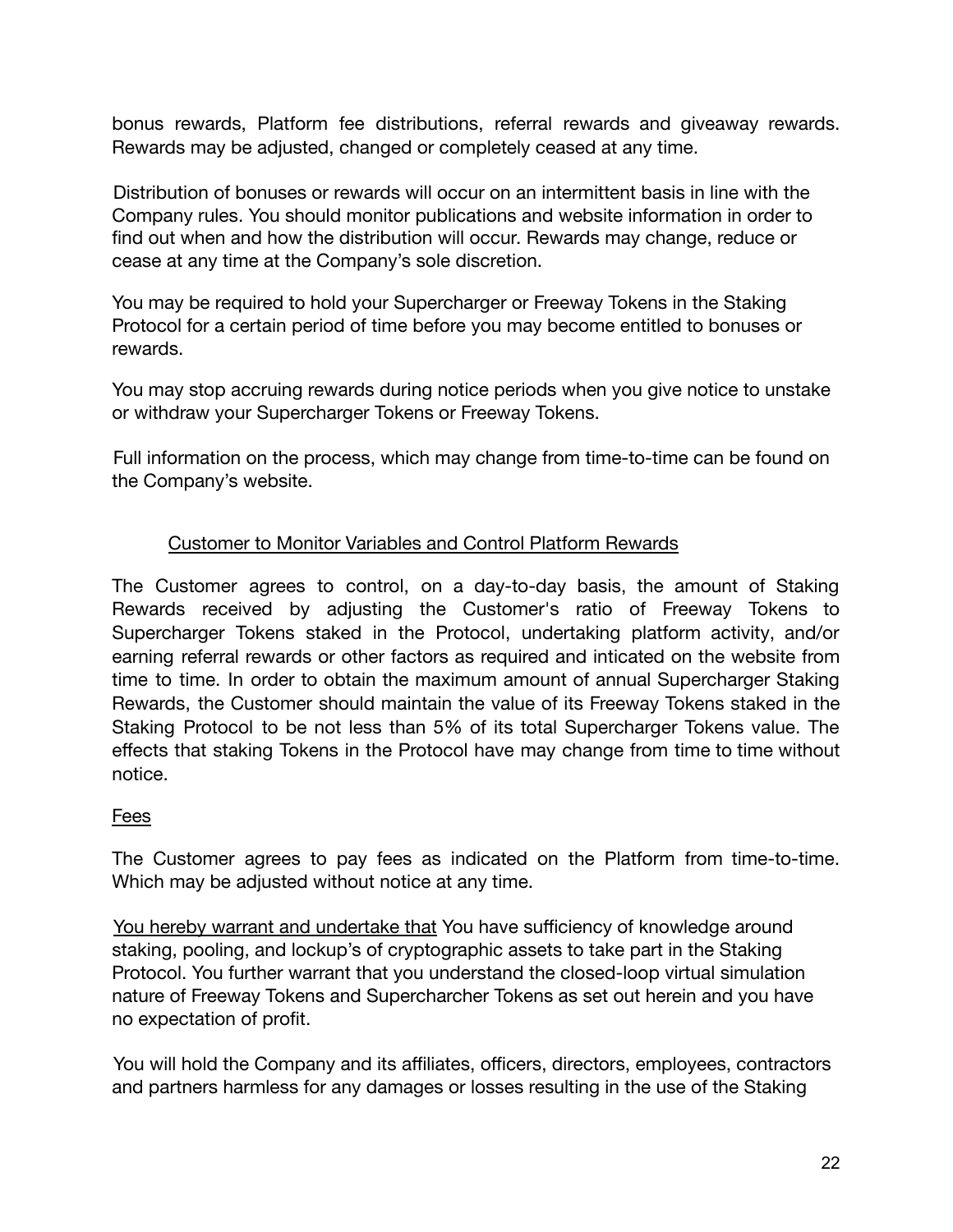bonus rewards, Platform fee distributions, referral rewards and giveaway rewards. Rewards may be adjusted, changed or completely ceased at any time.

Distribution of bonuses or rewards will occur on an intermittent basis in line with the Company rules. You should monitor publications and website information in order to find out when and how the distribution will occur. Rewards may change, reduce or cease at any time at the Company's sole discretion.

You may be required to hold your Supercharger or Freeway Tokens in the Staking Protocol for a certain period of time before you may become entitled to bonuses or rewards.

You may stop accruing rewards during notice periods when you give notice to unstake or withdraw your Supercharger Tokens or Freeway Tokens.

Full information on the process, which may change from time-to-time can be found on the Company's website.

<u>Customer to Monitor Variables and Control Platform Rewards</u>

The Customer agrees to control, on a day-to-day basis, the amount of Staking Rewards received by adjusting the Customer's ratio of Freeway Tokens to Supercharger Tokens staked in the Protocol, undertaking platform activity, and/or earning referral rewards or other factors as required and inticated on the website from time to time. In order to obtain the maximum amount of annual Supercharger Staking Rewards, the Customer should maintain the value of its Freeway Tokens staked in the Staking Protocol to be not less than 5% of its total Supercharger Tokens value. The effects that staking Tokens in the Protocol have may change from time to time without notice.

<u>Fees</u>

The Customer agrees to pay fees as indicated on the Platform from time-to-time. Which may be adjusted without notice at any time.

<u>You hereby warrant and undertake that</u> You have sufficiency of knowledge around staking, pooling, and lockup's of cryptographic assets to take part in the Staking Protocol. You further warrant that you understand the closed-loop virtual simulation nature of Freeway Tokens and Supercharcher Tokens as set out herein and you have no expectation of profit.

You will hold the Company and its affiliates, officers, directors, employees, contractors and partners harmless for any damages or losses resulting in the use of the Staking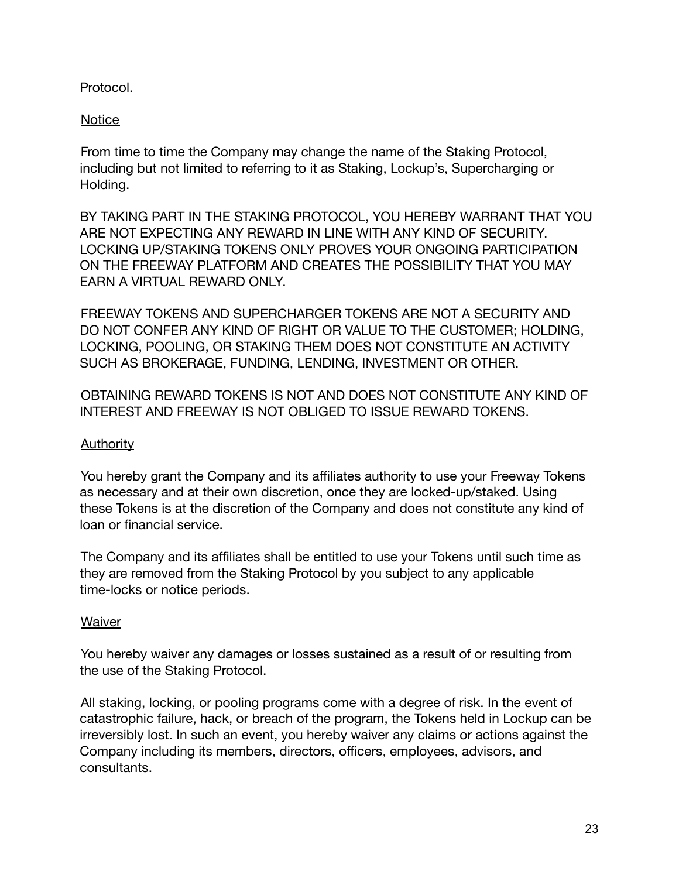Protocol.

<u>Notice</u>

From time to time the Company may change the name of the Staking Protocol, including but not limited to referring to it as Staking, Lockup's, Supercharging or Holding.

BY TAKING PART IN THE STAKING PROTOCOL, YOU HEREBY WARRANT THAT YOU ARE NOT EXPECTING ANY REWARD IN LINE WITH ANY KIND OF SECURITY. LOCKING UP/STAKING TOKENS ONLY PROVES YOUR ONGOING PARTICIPATION ON THE FREEWAY PLATFORM AND CREATES THE POSSIBILITY THAT YOU MAY EARN A VIRTUAL REWARD ONLY.

FREEWAY TOKENS AND SUPERCHARGER TOKENS ARE NOT A SECURITY AND DO NOT CONFER ANY KIND OF RIGHT OR VALUE TO THE CUSTOMER; HOLDING, LOCKING, POOLING, OR STAKING THEM DOES NOT CONSTITUTE AN ACTIVITY SUCH AS BROKERAGE, FUNDING, LENDING, INVESTMENT OR OTHER.

OBTAINING REWARD TOKENS IS NOT AND DOES NOT CONSTITUTE ANY KIND OF INTEREST AND FREEWAY IS NOT OBLIGED TO ISSUE REWARD TOKENS.

<u>Authority</u>

You hereby grant the Company and its affiliates authority to use your Freeway Tokens as necessary and at their own discretion, once they are locked-up/staked. Using these Tokens is at the discretion of the Company and does not constitute any kind of loan or financial service.

The Company and its affiliates shall be entitled to use your Tokens until such time as they are removed from the Staking Protocol by you subject to any applicable time-locks or notice periods.

<u>Waiver</u>

You hereby waiver any damages or losses sustained as a result of or resulting from the use of the Staking Protocol.

All staking, locking, or pooling programs come with a degree of risk. In the event of catastrophic failure, hack, or breach of the program, the Tokens held in Lockup can be irreversibly lost. In such an event, you hereby waiver any claims or actions against the Company including its members, directors, officers, employees, advisors, and consultants.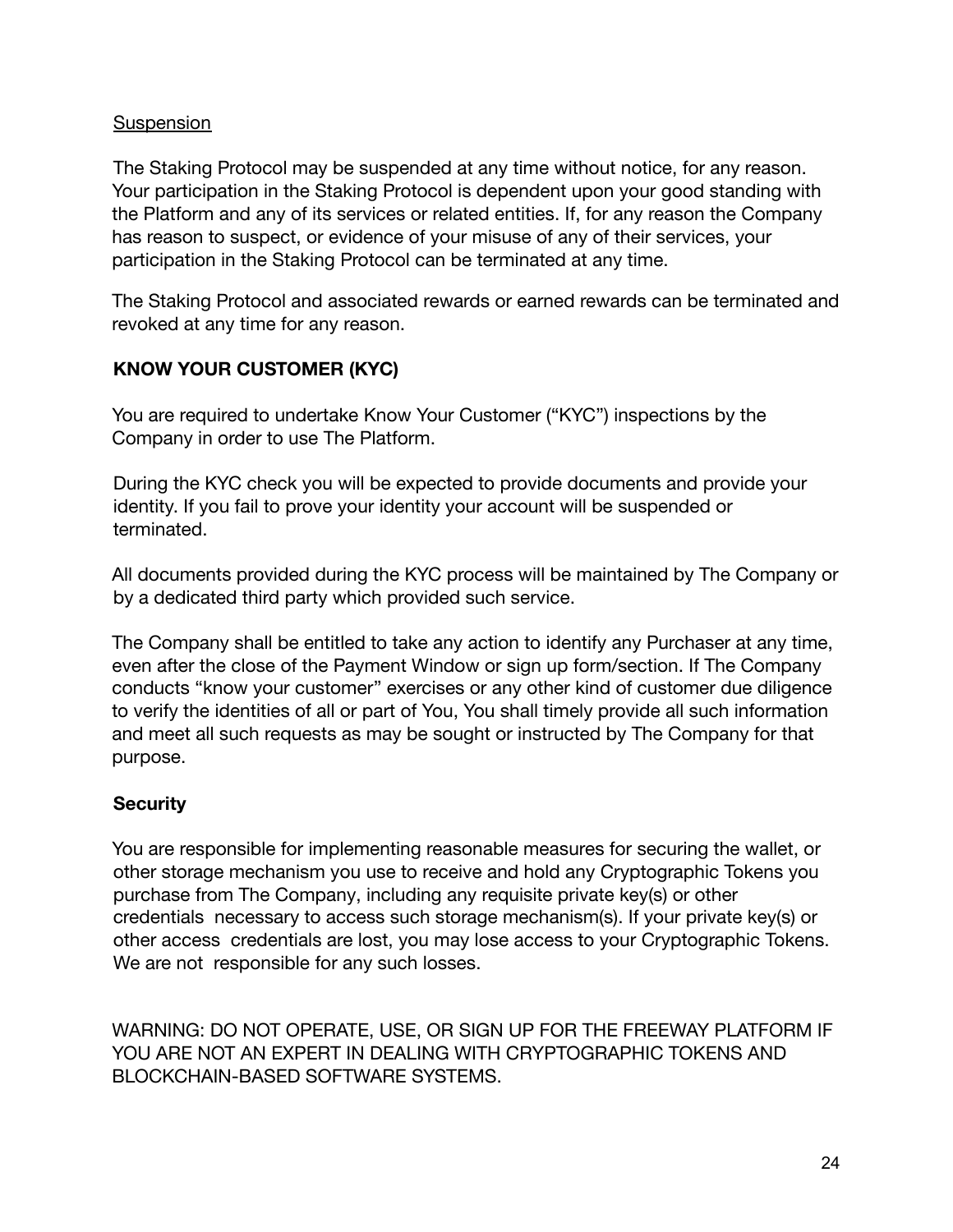<u>Suspension</u>

The Staking Protocol may be suspended at any time without notice, for any reason. Your participation in the Staking Protocol is dependent upon your good standing with the Platform and any of its services or related entities. If, for any reason the Company has reason to suspect, or evidence of your misuse of any of their services, your participation in the Staking Protocol can be terminated at any time.

The Staking Protocol and associated rewards or earned rewards can be terminated and revoked at any time for any reason.

**KNOW YOUR CUSTOMER (KYC)**

You are required to undertake Know Your Customer ("KYC") inspections by the Company in order to use The Platform.

During the KYC check you will be expected to provide documents and provide your identity. If you fail to prove your identity your account will be suspended or terminated.

All documents provided during the KYC process will be maintained by The Company or by a dedicated third party which provided such service.

The Company shall be entitled to take any action to identify any Purchaser at any time, even after the close of the Payment Window or sign up form/section. If The Company conducts "know your customer" exercises or any other kind of customer due diligence to verify the identities of all or part of You, You shall timely provide all such information and meet all such requests as may be sought or instructed by The Company for that purpose.

**Security**

You are responsible for implementing reasonable measures for securing the wallet, or other storage mechanism you use to receive and hold any Cryptographic Tokens you purchase from The Company, including any requisite private key(s) or other credentials necessary to access such storage mechanism(s). If your private key(s) or other access credentials are lost, you may lose access to your Cryptographic Tokens. We are not responsible for any such losses.

WARNING: DO NOT OPERATE, USE, OR SIGN UP FOR THE FREEWAY PLATFORM IF YOU ARE NOT AN EXPERT IN DEALING WITH CRYPTOGRAPHIC TOKENS AND BLOCKCHAIN-BASED SOFTWARE SYSTEMS.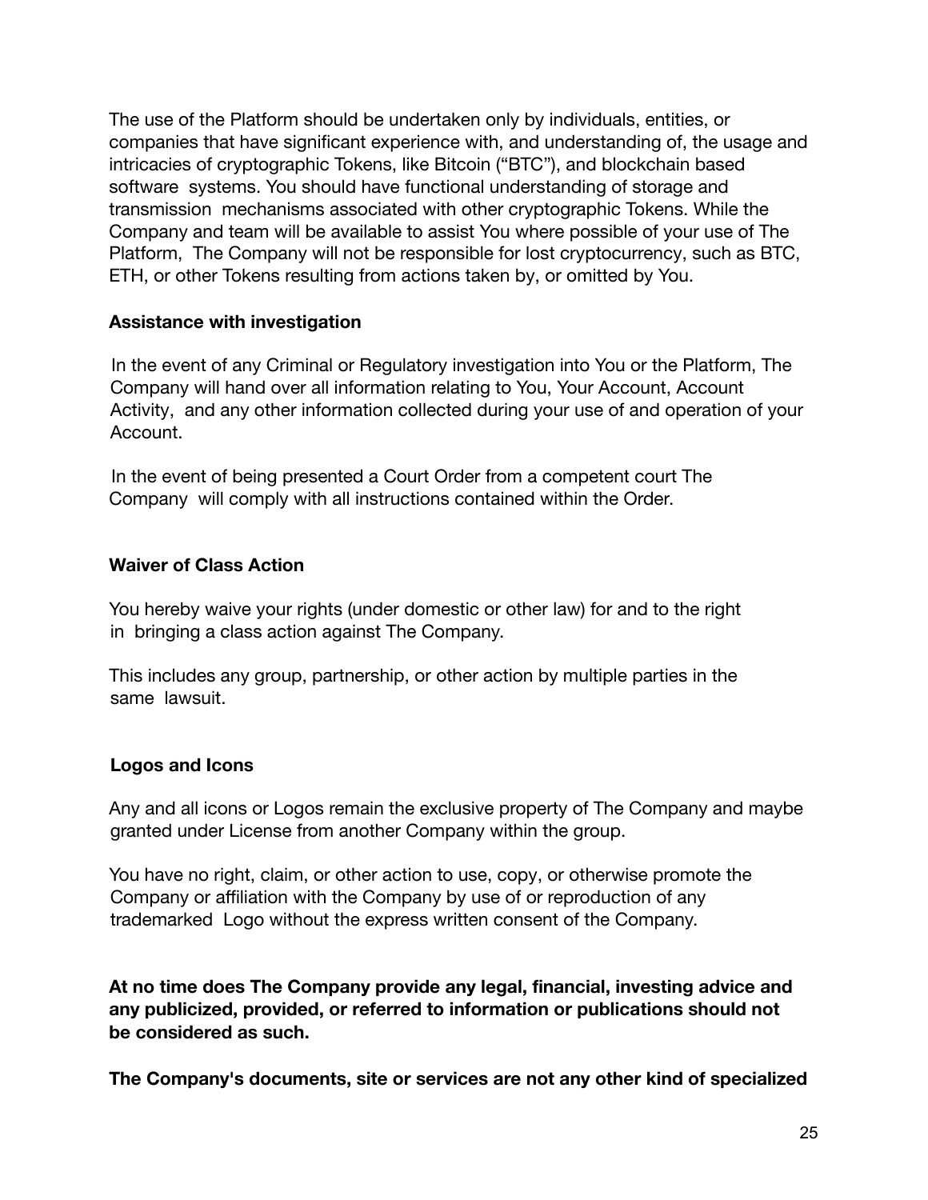The use of the Platform should be undertaken only by individuals, entities, or companies that have significant experience with, and understanding of, the usage and intricacies of cryptographic Tokens, like Bitcoin ("BTC"), and blockchain based software systems. You should have functional understanding of storage and transmission mechanisms associated with other cryptographic Tokens. While the Company and team will be available to assist You where possible of your use of The Platform, The Company will not be responsible for lost cryptocurrency, such as BTC, ETH, or other Tokens resulting from actions taken by, or omitted by You.

**Assistance with investigation**

In the event of any Criminal or Regulatory investigation into You or the Platform, The Company will hand over all information relating to You, Your Account, Account Activity, and any other information collected during your use of and operation of your Account.

In the event of being presented a Court Order from a competent court The Company will comply with all instructions contained within the Order.

**Waiver of Class Action**

You hereby waive your rights (under domestic or other law) for and to the right in bringing a class action against The Company.

This includes any group, partnership, or other action by multiple parties in the same lawsuit.

**Logos and Icons**

Any and all icons or Logos remain the exclusive property of The Company and maybe granted under License from another Company within the group.

You have no right, claim, or other action to use, copy, or otherwise promote the Company or affiliation with the Company by use of or reproduction of any trademarked Logo without the express written consent of the Company.

**At no time does The Company provide any legal, financial, investing advice and any publicized, provided, or referred to information or publications should not be considered as such.**

**The Company's documents, site or services are not any other kind of specialized**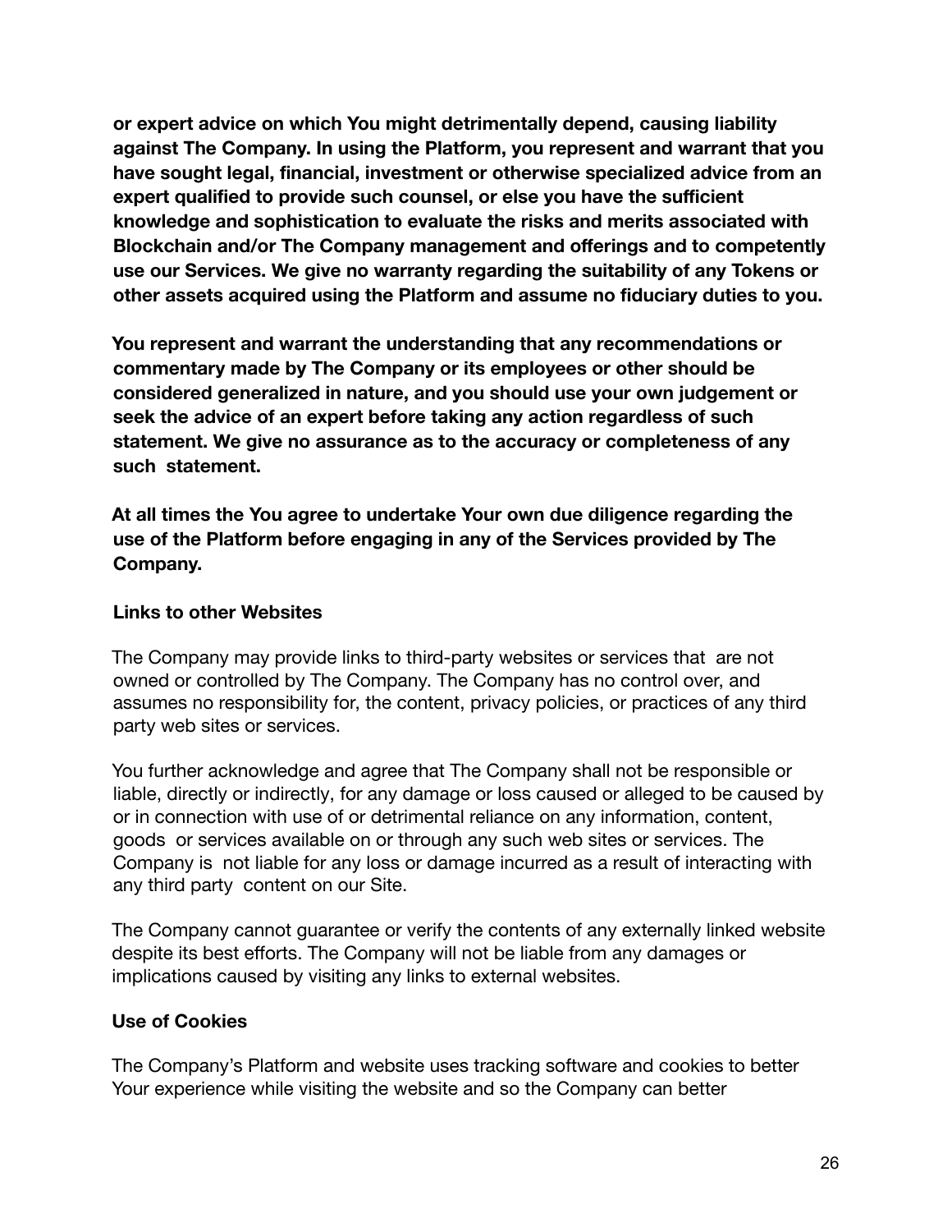**or expert advice on which You might detrimentally depend, causing liability against The Company. In using the Platform, you represent and warrant that you have sought legal, financial, investment or otherwise specialized advice from an expert qualified to provide such counsel, or else you have the sufficient knowledge and sophistication to evaluate the risks and merits associated with Blockchain and/or The Company management and offerings and to competently use our Services. We give no warranty regarding the suitability of any Tokens or other assets acquired using the Platform and assume no fiduciary duties to you.**

**You represent and warrant the understanding that any recommendations or commentary made by The Company or its employees or other should be considered generalized in nature, and you should use your own judgement or seek the advice of an expert before taking any action regardless of such statement. We give no assurance as to the accuracy or completeness of any such statement.**

**At all times the You agree to undertake Your own due diligence regarding the use of the Platform before engaging in any of the Services provided by The Company.**

**Links to other Websites**

The Company may provide links to third-party websites or services that are not owned or controlled by The Company. The Company has no control over, and assumes no responsibility for, the content, privacy policies, or practices of any third party web sites or services.

You further acknowledge and agree that The Company shall not be responsible or liable, directly or indirectly, for any damage or loss caused or alleged to be caused by or in connection with use of or detrimental reliance on any information, content, goods or services available on or through any such web sites or services. The Company is not liable for any loss or damage incurred as a result of interacting with any third party content on our Site.

The Company cannot guarantee or verify the contents of any externally linked website despite its best efforts. The Company will not be liable from any damages or implications caused by visiting any links to external websites.

**Use of Cookies**

The Company's Platform and website uses tracking software and cookies to better Your experience while visiting the website and so the Company can better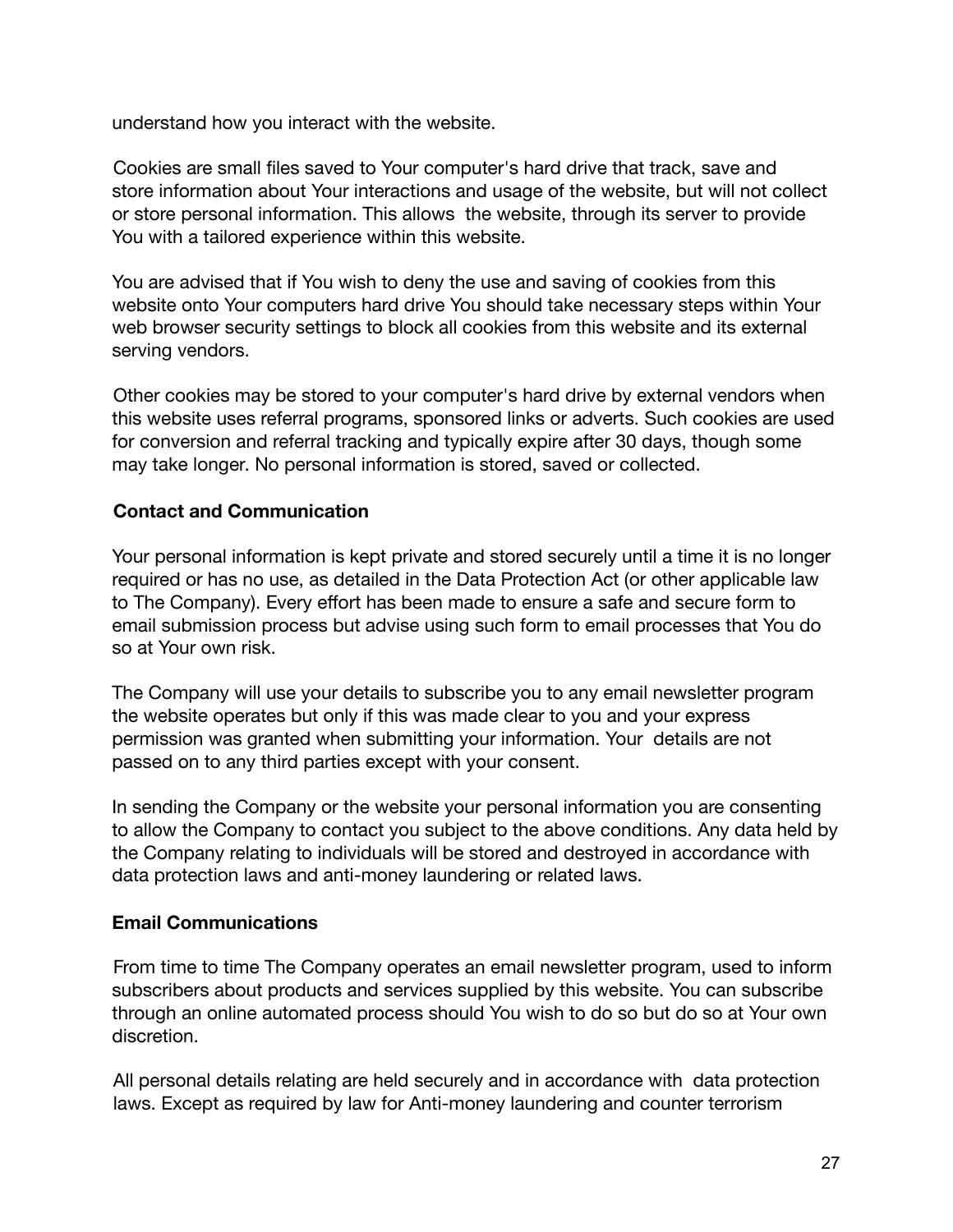understand how you interact with the website.

Cookies are small files saved to Your computer's hard drive that track, save and store information about Your interactions and usage of the website, but will not collect or store personal information. This allows the website, through its server to provide You with a tailored experience within this website.

You are advised that if You wish to deny the use and saving of cookies from this website onto Your computers hard drive You should take necessary steps within Your web browser security settings to block all cookies from this website and its external serving vendors.

Other cookies may be stored to your computer's hard drive by external vendors when this website uses referral programs, sponsored links or adverts. Such cookies are used for conversion and referral tracking and typically expire after 30 days, though some may take longer. No personal information is stored, saved or collected.

**Contact and Communication**

Your personal information is kept private and stored securely until a time it is no longer required or has no use, as detailed in the Data Protection Act (or other applicable law to The Company). Every effort has been made to ensure a safe and secure form to email submission process but advise using such form to email processes that You do so at Your own risk.

The Company will use your details to subscribe you to any email newsletter program the website operates but only if this was made clear to you and your express permission was granted when submitting your information. Your details are not passed on to any third parties except with your consent.

In sending the Company or the website your personal information you are consenting to allow the Company to contact you subject to the above conditions. Any data held by the Company relating to individuals will be stored and destroyed in accordance with data protection laws and anti-money laundering or related laws.

**Email Communications**

From time to time The Company operates an email newsletter program, used to inform subscribers about products and services supplied by this website. You can subscribe through an online automated process should You wish to do so but do so at Your own discretion.

All personal details relating are held securely and in accordance with data protection laws. Except as required by law for Anti-money laundering and counter terrorism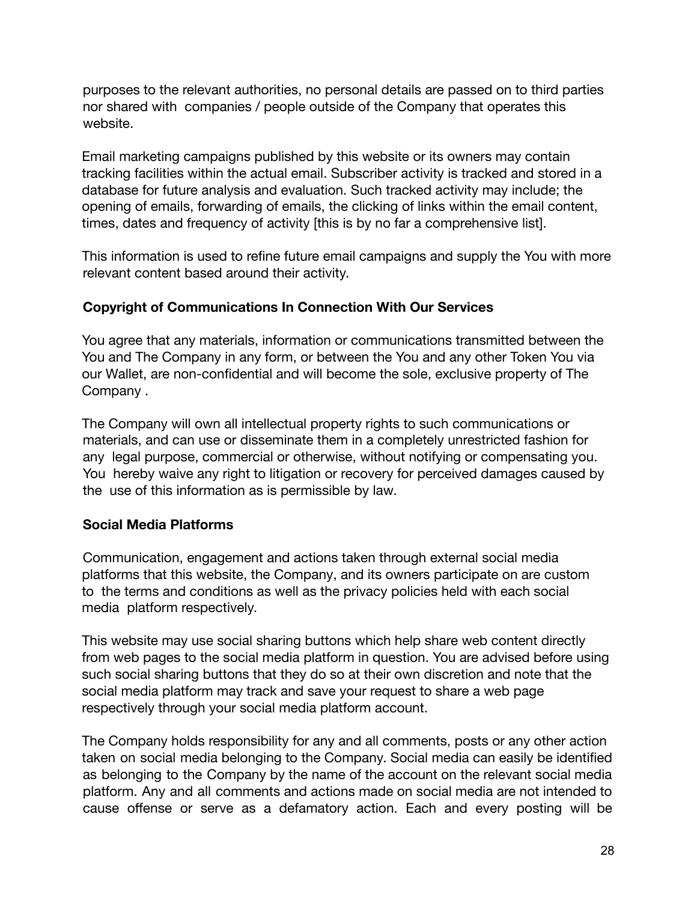purposes to the relevant authorities, no personal details are passed on to third parties nor shared with companies / people outside of the Company that operates this website.

Email marketing campaigns published by this website or its owners may contain tracking facilities within the actual email. Subscriber activity is tracked and stored in a database for future analysis and evaluation. Such tracked activity may include; the opening of emails, forwarding of emails, the clicking of links within the email content, times, dates and frequency of activity [this is by no far a comprehensive list].

This information is used to refine future email campaigns and supply the You with more relevant content based around their activity.

**Copyright of Communications In Connection With Our Services**

You agree that any materials, information or communications transmitted between the You and The Company in any form, or between the You and any other Token You via our Wallet, are non-confidential and will become the sole, exclusive property of The Company .

The Company will own all intellectual property rights to such communications or materials, and can use or disseminate them in a completely unrestricted fashion for any legal purpose, commercial or otherwise, without notifying or compensating you. You hereby waive any right to litigation or recovery for perceived damages caused by the use of this information as is permissible by law.

**Social Media Platforms**

Communication, engagement and actions taken through external social media platforms that this website, the Company, and its owners participate on are custom to the terms and conditions as well as the privacy policies held with each social media platform respectively.

This website may use social sharing buttons which help share web content directly from web pages to the social media platform in question. You are advised before using such social sharing buttons that they do so at their own discretion and note that the social media platform may track and save your request to share a web page respectively through your social media platform account.

The Company holds responsibility for any and all comments, posts or any other action taken on social media belonging to the Company. Social media can easily be identified as belonging to the Company by the name of the account on the relevant social media platform. Any and all comments and actions made on social media are not intended to cause offense or serve as a defamatory action. Each and every posting will be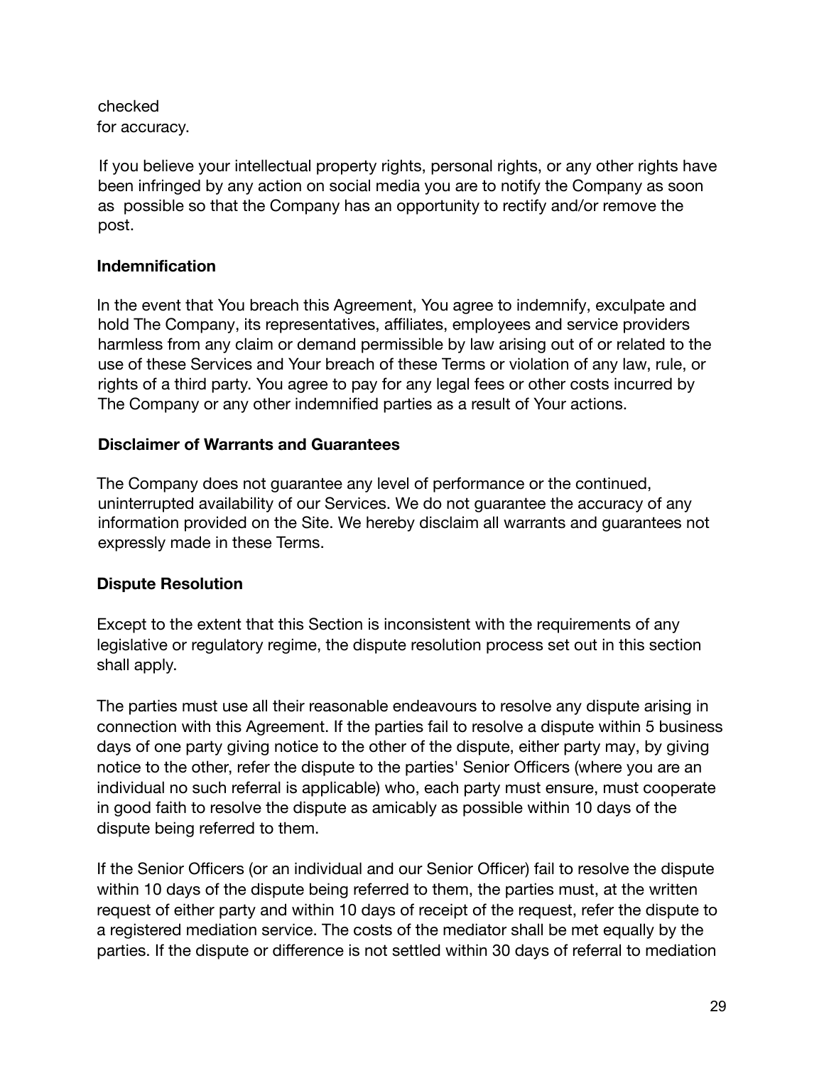checked
for accuracy.

If you believe your intellectual property rights, personal rights, or any other rights have been infringed by any action on social media you are to notify the Company as soon as possible so that the Company has an opportunity to rectify and/or remove the post.

**Indemnification**

In the event that You breach this Agreement, You agree to indemnify, exculpate and hold The Company, its representatives, affiliates, employees and service providers harmless from any claim or demand permissible by law arising out of or related to the use of these Services and Your breach of these Terms or violation of any law, rule, or rights of a third party. You agree to pay for any legal fees or other costs incurred by The Company or any other indemnified parties as a result of Your actions.

**Disclaimer of Warrants and Guarantees**

The Company does not guarantee any level of performance or the continued, uninterrupted availability of our Services. We do not guarantee the accuracy of any information provided on the Site. We hereby disclaim all warrants and guarantees not expressly made in these Terms.

**Dispute Resolution**

Except to the extent that this Section is inconsistent with the requirements of any legislative or regulatory regime, the dispute resolution process set out in this section shall apply.

The parties must use all their reasonable endeavours to resolve any dispute arising in connection with this Agreement. If the parties fail to resolve a dispute within 5 business days of one party giving notice to the other of the dispute, either party may, by giving notice to the other, refer the dispute to the parties' Senior Officers (where you are an individual no such referral is applicable) who, each party must ensure, must cooperate in good faith to resolve the dispute as amicably as possible within 10 days of the dispute being referred to them.

If the Senior Officers (or an individual and our Senior Officer) fail to resolve the dispute within 10 days of the dispute being referred to them, the parties must, at the written request of either party and within 10 days of receipt of the request, refer the dispute to a registered mediation service. The costs of the mediator shall be met equally by the parties. If the dispute or difference is not settled within 30 days of referral to mediation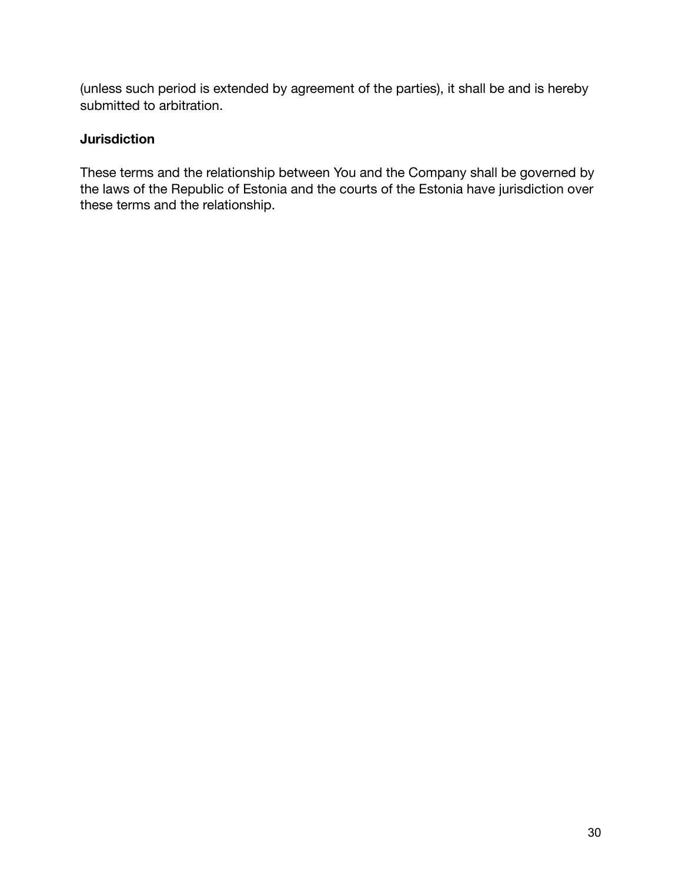(unless such period is extended by agreement of the parties), it shall be and is hereby submitted to arbitration.

**Jurisdiction**

These terms and the relationship between You and the Company shall be governed by the laws of the Republic of Estonia and the courts of the Estonia have jurisdiction over these terms and the relationship.